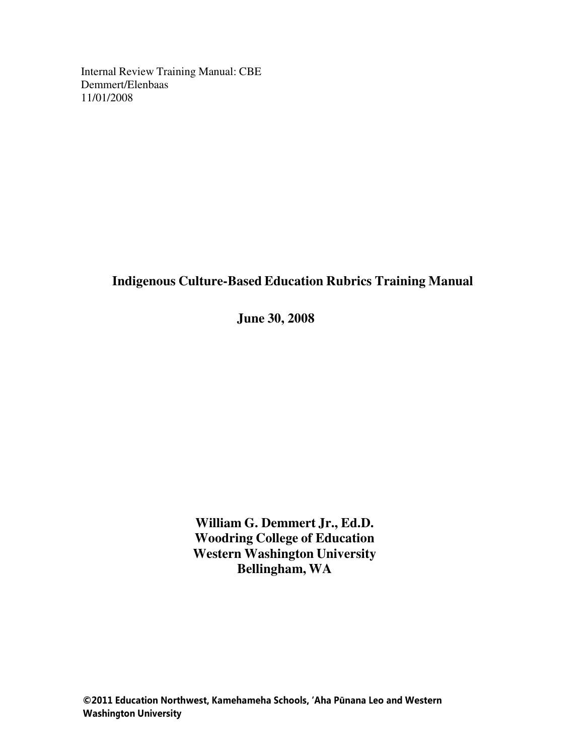Internal Review Training Manual: CBE
Demmert/Elenbaas
11/01/2008

# Indigenous Culture-Based Education Rubrics Training Manual

**June 30, 2008**

**William G. Demmert Jr., Ed.D.**
**Woodring College of Education**
**Western Washington University**
**Bellingham, WA**

**©2011 Education Northwest, Kamehameha Schools, ʻAha Pūnana Leo and Western Washington University**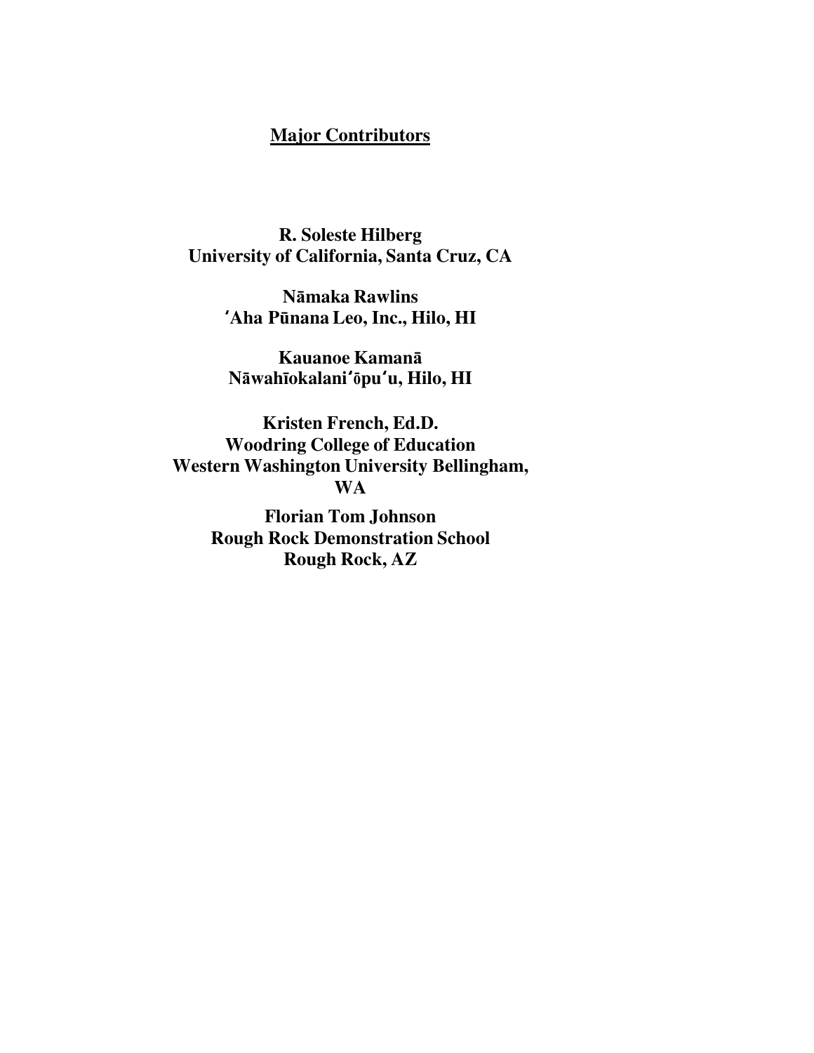## Major Contributors

**R. Soleste Hilberg**
**University of California, Santa Cruz, CA**

**Nāmaka Rawlins**
**ʻAha Pūnana Leo, Inc., Hilo, HI**

**Kauanoe Kamanā**
**Nāwahīokalaniʻōpuʻu, Hilo, HI**

**Kristen French, Ed.D.**
**Woodring College of Education**
**Western Washington University Bellingham, WA**

**Florian Tom Johnson**
**Rough Rock Demonstration School**
**Rough Rock, AZ**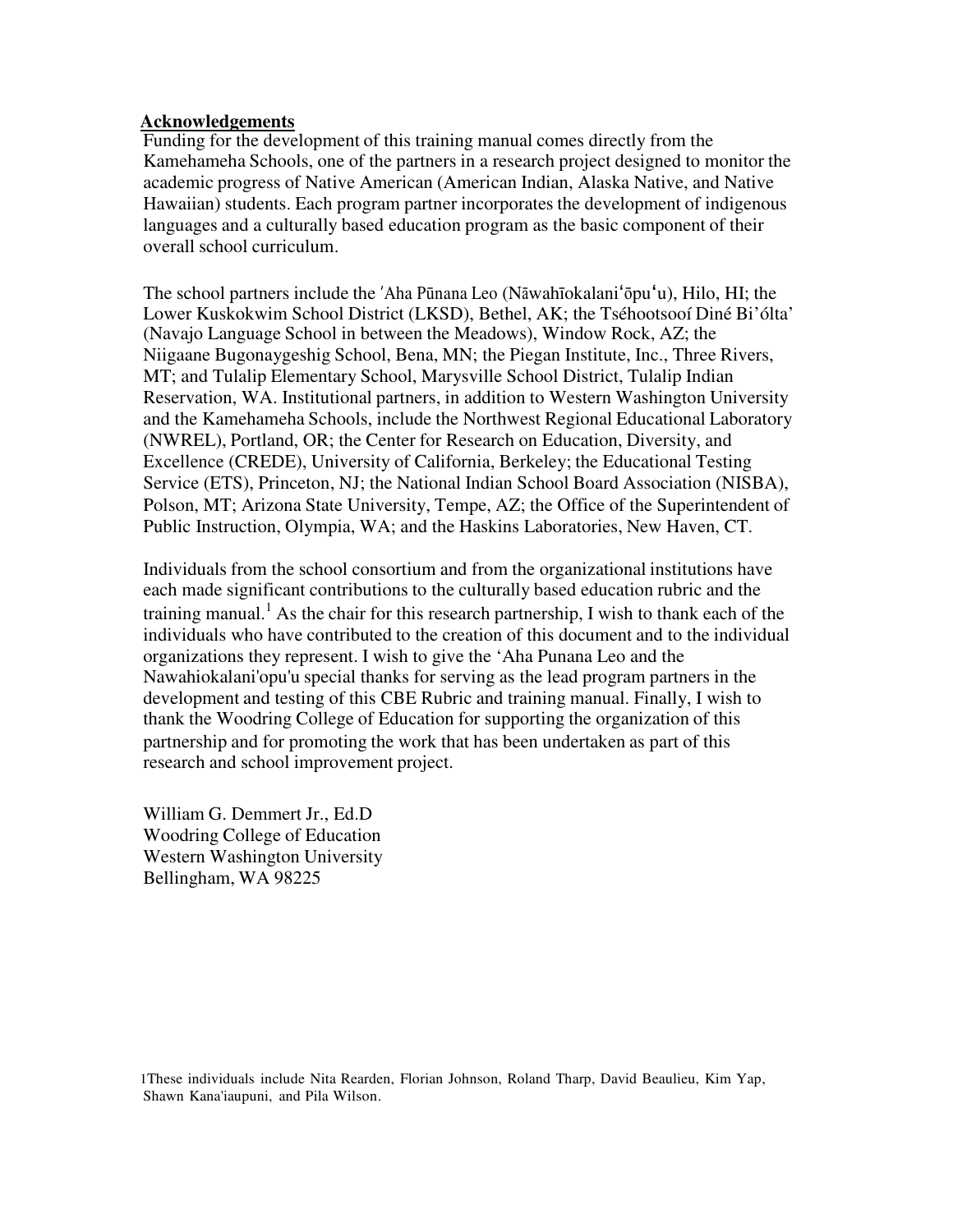**Acknowledgements**

Funding for the development of this training manual comes directly from the Kamehameha Schools, one of the partners in a research project designed to monitor the academic progress of Native American (American Indian, Alaska Native, and Native Hawaiian) students. Each program partner incorporates the development of indigenous languages and a culturally based education program as the basic component of their overall school curriculum.

The school partners include the ʹAha Pūnana Leo (Nāwahīokalaniʻōpuʻu), Hilo, HI; the Lower Kuskokwim School District (LKSD), Bethel, AK; the Tséhootsooí Diné Bi'ólta' (Navajo Language School in between the Meadows), Window Rock, AZ; the Niigaane Bugonaygeshig School, Bena, MN; the Piegan Institute, Inc., Three Rivers, MT; and Tulalip Elementary School, Marysville School District, Tulalip Indian Reservation, WA. Institutional partners, in addition to Western Washington University and the Kamehameha Schools, include the Northwest Regional Educational Laboratory (NWREL), Portland, OR; the Center for Research on Education, Diversity, and Excellence (CREDE), University of California, Berkeley; the Educational Testing Service (ETS), Princeton, NJ; the National Indian School Board Association (NISBA), Polson, MT; Arizona State University, Tempe, AZ; the Office of the Superintendent of Public Instruction, Olympia, WA; and the Haskins Laboratories, New Haven, CT.

Individuals from the school consortium and from the organizational institutions have each made significant contributions to the culturally based education rubric and the training manual.[1] As the chair for this research partnership, I wish to thank each of the individuals who have contributed to the creation of this document and to the individual organizations they represent. I wish to give the ʻAha Punana Leo and the Nawahiokalani'opu'u special thanks for serving as the lead program partners in the development and testing of this CBE Rubric and training manual. Finally, I wish to thank the Woodring College of Education for supporting the organization of this partnership and for promoting the work that has been undertaken as part of this research and school improvement project.

William G. Demmert Jr., Ed.D  
Woodring College of Education  
Western Washington University  
Bellingham, WA 98225

[1] These individuals include Nita Rearden, Florian Johnson, Roland Tharp, David Beaulieu, Kim Yap, Shawn Kana'iaupuni, and Pila Wilson.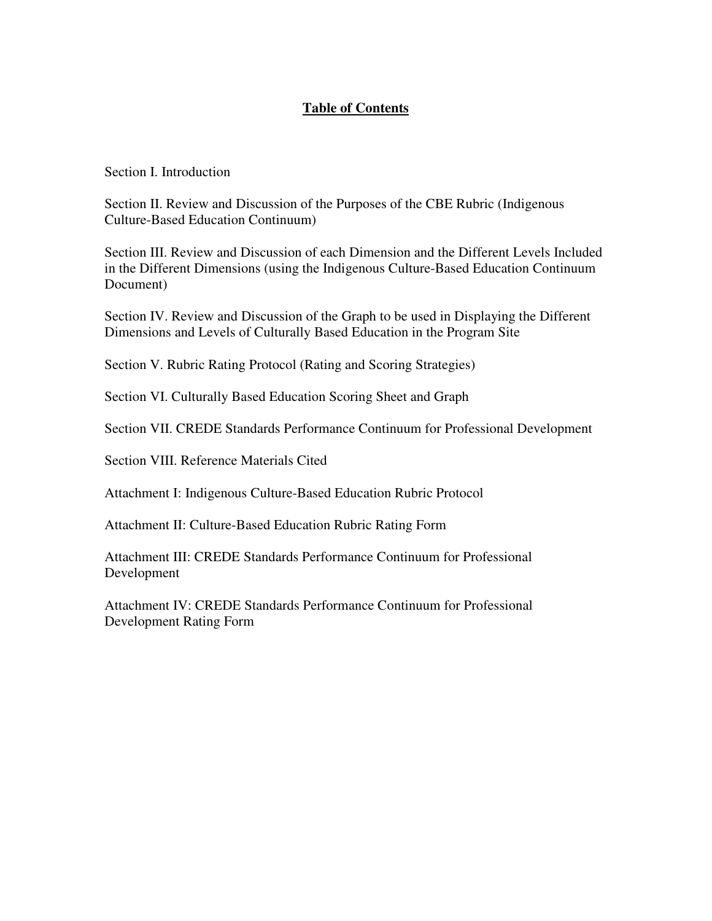# **Table of Contents**

Section I. Introduction

Section II. Review and Discussion of the Purposes of the CBE Rubric (Indigenous Culture-Based Education Continuum)

Section III. Review and Discussion of each Dimension and the Different Levels Included in the Different Dimensions (using the Indigenous Culture-Based Education Continuum Document)

Section IV. Review and Discussion of the Graph to be used in Displaying the Different Dimensions and Levels of Culturally Based Education in the Program Site

Section V. Rubric Rating Protocol (Rating and Scoring Strategies)

Section VI. Culturally Based Education Scoring Sheet and Graph

Section VII. CREDE Standards Performance Continuum for Professional Development

Section VIII. Reference Materials Cited

Attachment I: Indigenous Culture-Based Education Rubric Protocol

Attachment II: Culture-Based Education Rubric Rating Form

Attachment III: CREDE Standards Performance Continuum for Professional Development

Attachment IV: CREDE Standards Performance Continuum for Professional Development Rating Form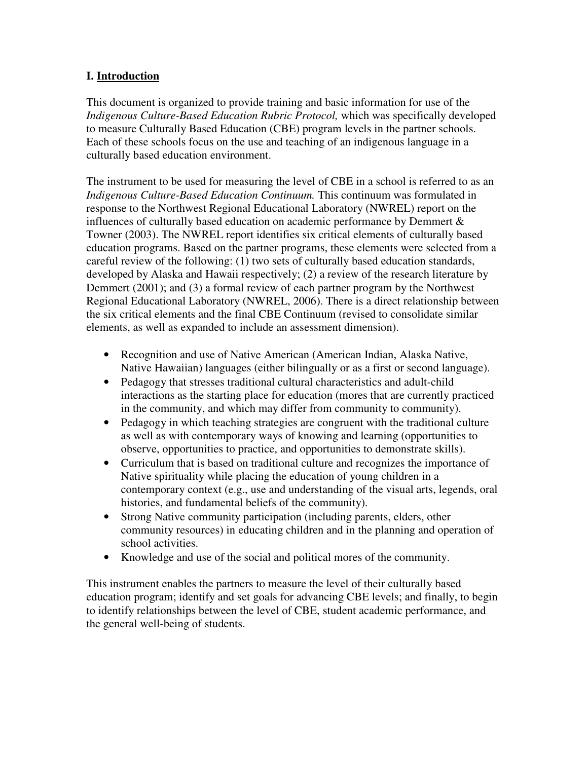## I. Introduction

This document is organized to provide training and basic information for use of the *Indigenous Culture-Based Education Rubric Protocol,* which was specifically developed to measure Culturally Based Education (CBE) program levels in the partner schools. Each of these schools focus on the use and teaching of an indigenous language in a culturally based education environment.

The instrument to be used for measuring the level of CBE in a school is referred to as an *Indigenous Culture-Based Education Continuum.* This continuum was formulated in response to the Northwest Regional Educational Laboratory (NWREL) report on the influences of culturally based education on academic performance by Demmert & Towner (2003). The NWREL report identifies six critical elements of culturally based education programs. Based on the partner programs, these elements were selected from a careful review of the following: (1) two sets of culturally based education standards, developed by Alaska and Hawaii respectively; (2) a review of the research literature by Demmert (2001); and (3) a formal review of each partner program by the Northwest Regional Educational Laboratory (NWREL, 2006). There is a direct relationship between the six critical elements and the final CBE Continuum (revised to consolidate similar elements, as well as expanded to include an assessment dimension).

- Recognition and use of Native American (American Indian, Alaska Native, Native Hawaiian) languages (either bilingually or as a first or second language).
- Pedagogy that stresses traditional cultural characteristics and adult-child interactions as the starting place for education (mores that are currently practiced in the community, and which may differ from community to community).
- Pedagogy in which teaching strategies are congruent with the traditional culture as well as with contemporary ways of knowing and learning (opportunities to observe, opportunities to practice, and opportunities to demonstrate skills).
- Curriculum that is based on traditional culture and recognizes the importance of Native spirituality while placing the education of young children in a contemporary context (e.g., use and understanding of the visual arts, legends, oral histories, and fundamental beliefs of the community).
- Strong Native community participation (including parents, elders, other community resources) in educating children and in the planning and operation of school activities.
- Knowledge and use of the social and political mores of the community.

This instrument enables the partners to measure the level of their culturally based education program; identify and set goals for advancing CBE levels; and finally, to begin to identify relationships between the level of CBE, student academic performance, and the general well-being of students.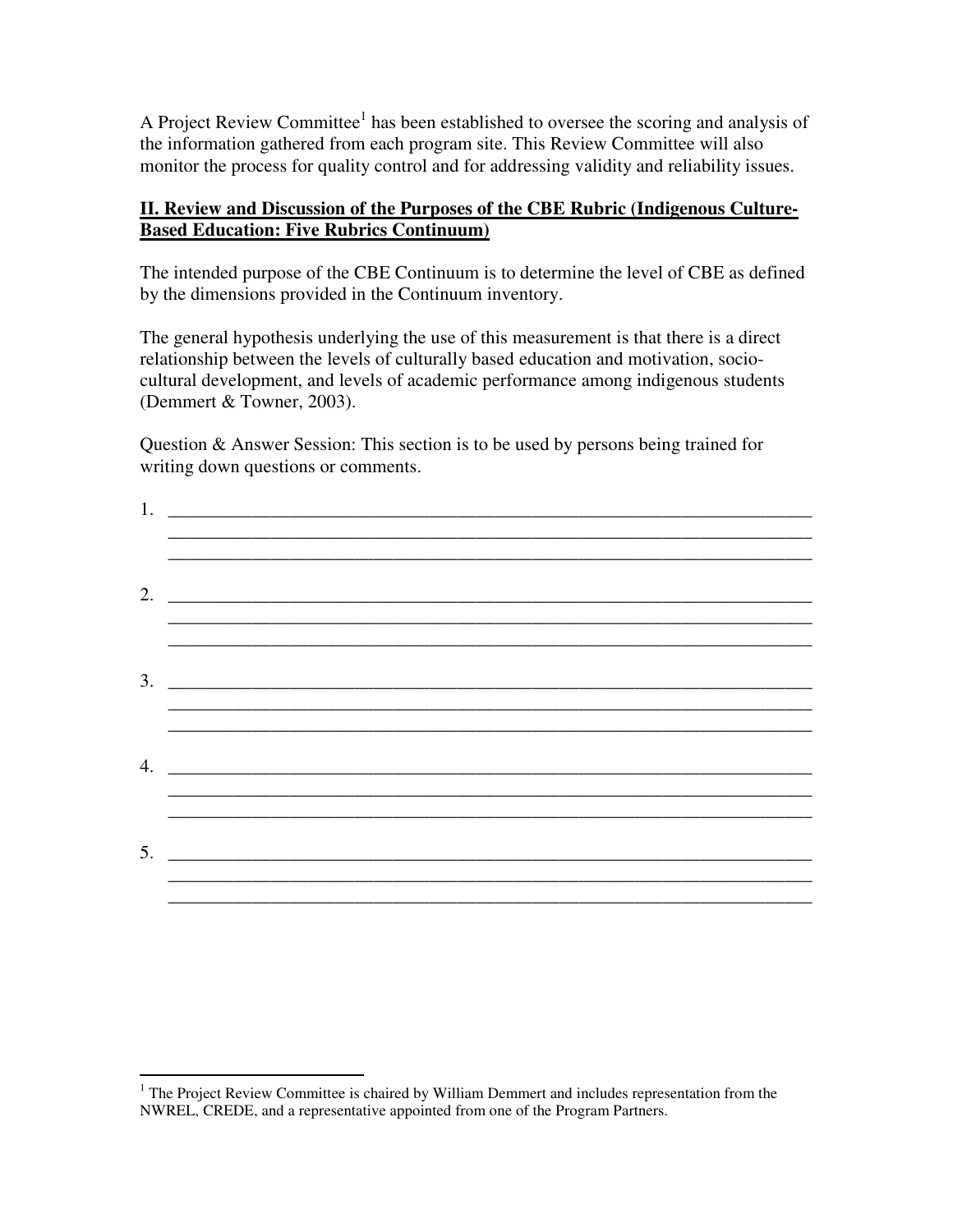A Project Review Committee[1] has been established to oversee the scoring and analysis of the information gathered from each program site. This Review Committee will also monitor the process for quality control and for addressing validity and reliability issues.

## II. Review and Discussion of the Purposes of the CBE Rubric (Indigenous Culture-Based Education: Five Rubrics Continuum)

The intended purpose of the CBE Continuum is to determine the level of CBE as defined by the dimensions provided in the Continuum inventory.

The general hypothesis underlying the use of this measurement is that there is a direct relationship between the levels of culturally based education and motivation, socio-cultural development, and levels of academic performance among indigenous students (Demmert & Towner, 2003).

Question & Answer Session: This section is to be used by persons being trained for writing down questions or comments.

1. ______________________________________________________________________
   ______________________________________________________________________
   ______________________________________________________________________

2. ______________________________________________________________________
   ______________________________________________________________________
   ______________________________________________________________________

3. ______________________________________________________________________
   ______________________________________________________________________
   ______________________________________________________________________

4. ______________________________________________________________________
   ______________________________________________________________________
   ______________________________________________________________________

5. ______________________________________________________________________
   ______________________________________________________________________
   ______________________________________________________________________

---

[1] The Project Review Committee is chaired by William Demmert and includes representation from the NWREL, CREDE, and a representative appointed from one of the Program Partners.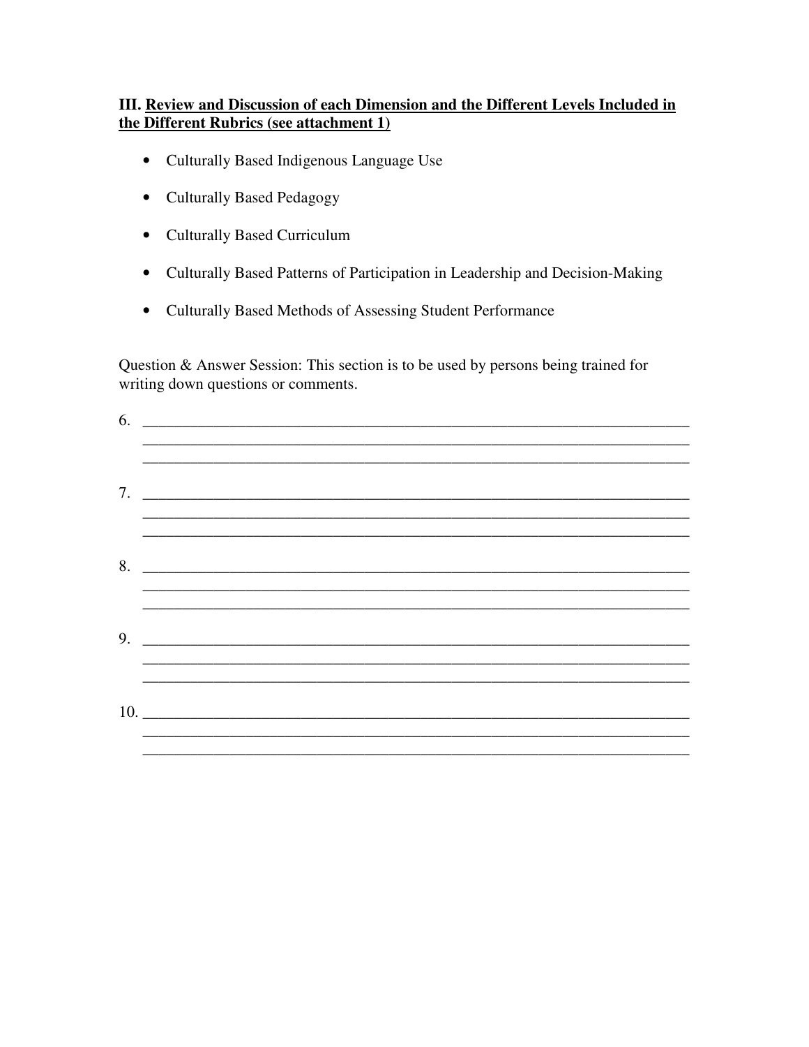### III. <u>Review and Discussion of each Dimension and the Different Levels Included in the Different Rubrics (see attachment 1)</u>

- Culturally Based Indigenous Language Use
- Culturally Based Pedagogy
- Culturally Based Curriculum
- Culturally Based Patterns of Participation in Leadership and Decision-Making
- Culturally Based Methods of Assessing Student Performance

Question & Answer Session: This section is to be used by persons being trained for writing down questions or comments.

6. ______________________________________________________________________
______________________________________________________________________
______________________________________________________________________

7. ______________________________________________________________________
______________________________________________________________________
______________________________________________________________________

8. ______________________________________________________________________
______________________________________________________________________
______________________________________________________________________

9. ______________________________________________________________________
______________________________________________________________________
______________________________________________________________________

10. _____________________________________________________________________
______________________________________________________________________
______________________________________________________________________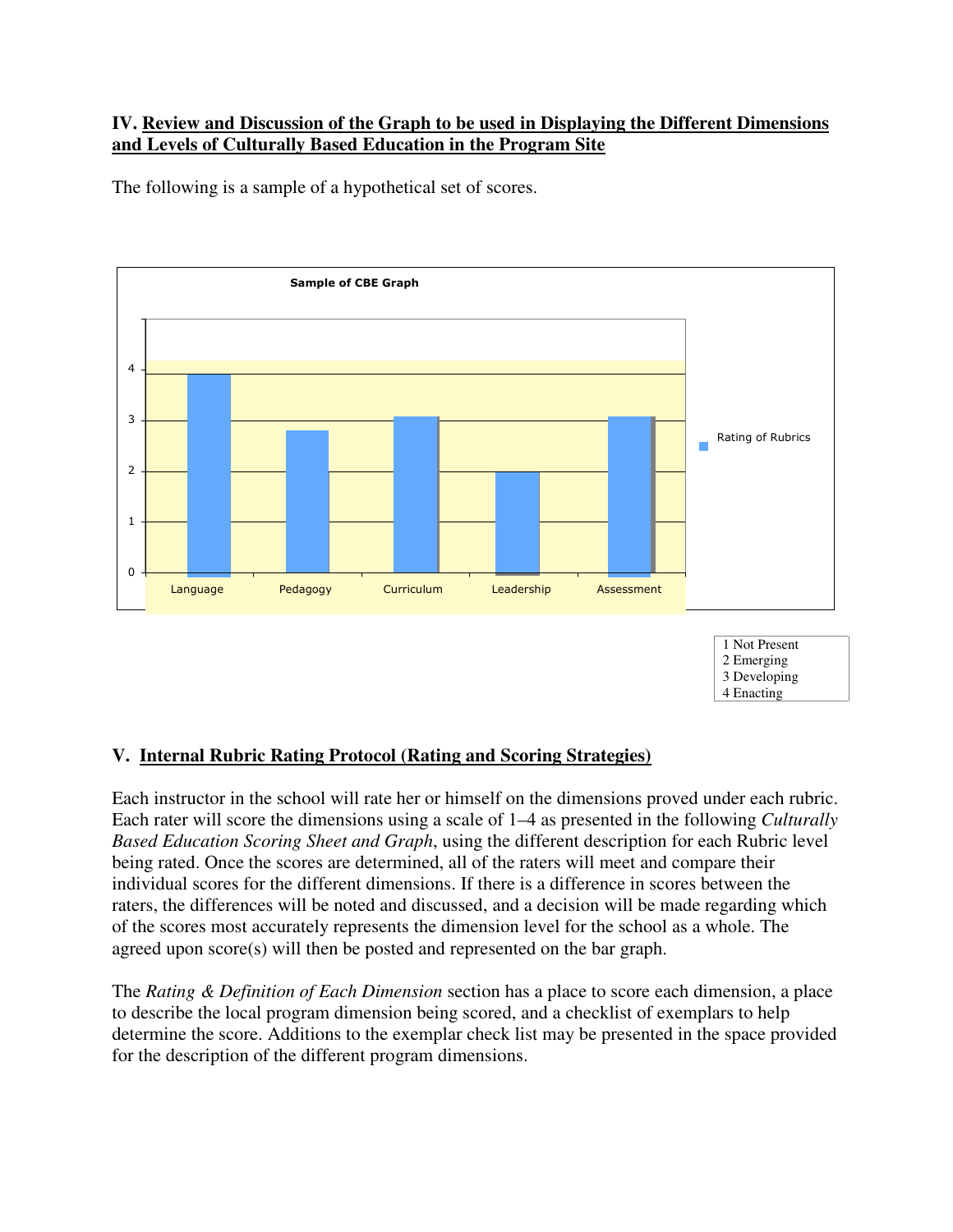## IV. Review and Discussion of the Graph to be used in Displaying the Different Dimensions and Levels of Culturally Based Education in the Program Site

The following is a sample of a hypothetical set of scores.

**Sample of CBE Graph**

| Dimension | Rating of Rubrics |
|---|---|
| Language | 4 |
| Pedagogy | 2.8 |
| Curriculum | 3 |
| Leadership | 2 |
| Assessment | 3 |

1 Not Present
2 Emerging
3 Developing
4 Enacting

## V. Internal Rubric Rating Protocol (Rating and Scoring Strategies)

Each instructor in the school will rate her or himself on the dimensions proved under each rubric. Each rater will score the dimensions using a scale of 1–4 as presented in the following *Culturally Based Education Scoring Sheet and Graph*, using the different description for each Rubric level being rated. Once the scores are determined, all of the raters will meet and compare their individual scores for the different dimensions. If there is a difference in scores between the raters, the differences will be noted and discussed, and a decision will be made regarding which of the scores most accurately represents the dimension level for the school as a whole. The agreed upon score(s) will then be posted and represented on the bar graph.

The *Rating & Definition of Each Dimension* section has a place to score each dimension, a place to describe the local program dimension being scored, and a checklist of exemplars to help determine the score. Additions to the exemplar check list may be presented in the space provided for the description of the different program dimensions.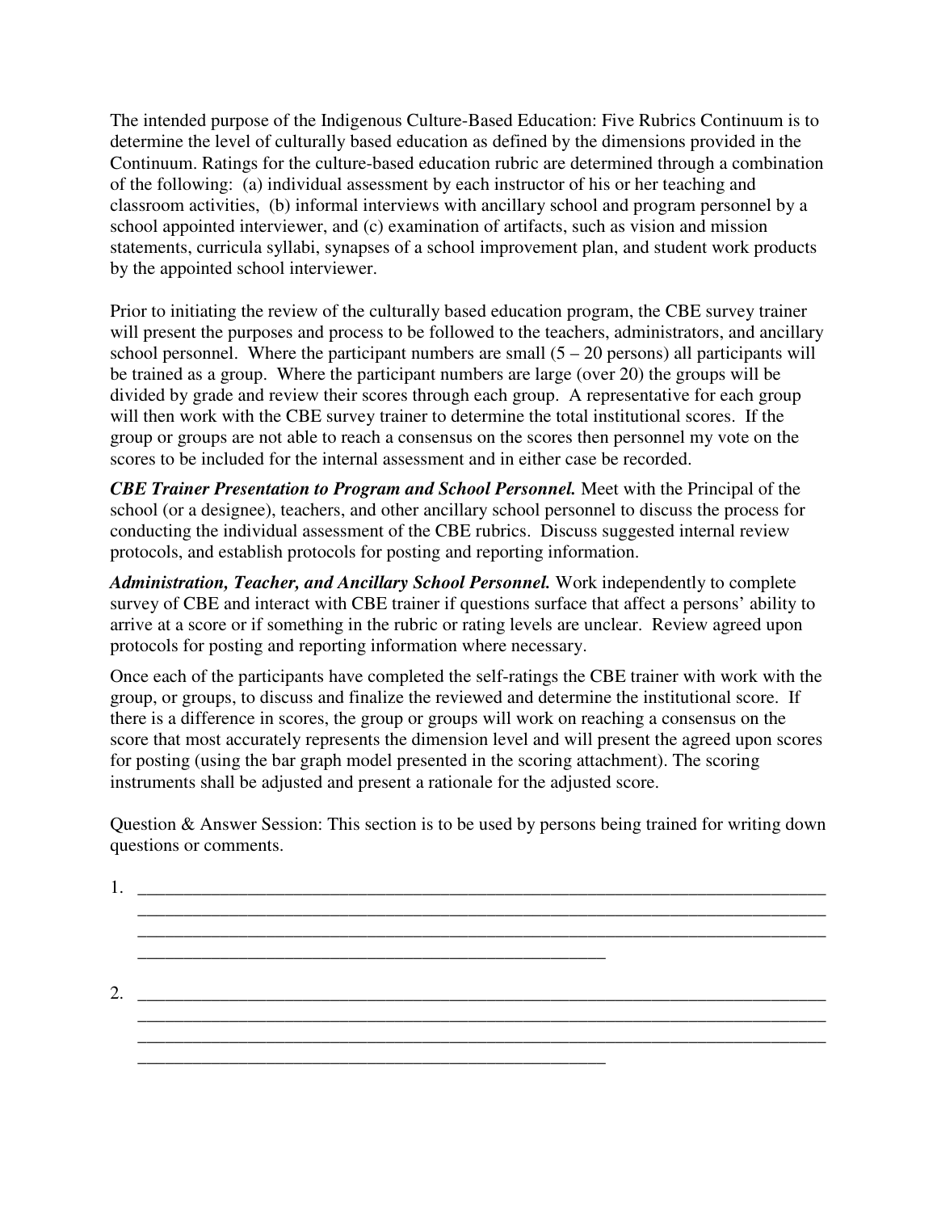The intended purpose of the Indigenous Culture-Based Education: Five Rubrics Continuum is to determine the level of culturally based education as defined by the dimensions provided in the Continuum. Ratings for the culture-based education rubric are determined through a combination of the following: (a) individual assessment by each instructor of his or her teaching and classroom activities, (b) informal interviews with ancillary school and program personnel by a school appointed interviewer, and (c) examination of artifacts, such as vision and mission statements, curricula syllabi, synapses of a school improvement plan, and student work products by the appointed school interviewer.

Prior to initiating the review of the culturally based education program, the CBE survey trainer will present the purposes and process to be followed to the teachers, administrators, and ancillary school personnel. Where the participant numbers are small (5 – 20 persons) all participants will be trained as a group. Where the participant numbers are large (over 20) the groups will be divided by grade and review their scores through each group. A representative for each group will then work with the CBE survey trainer to determine the total institutional scores. If the group or groups are not able to reach a consensus on the scores then personnel my vote on the scores to be included for the internal assessment and in either case be recorded.

***CBE Trainer Presentation to Program and School Personnel.*** Meet with the Principal of the school (or a designee), teachers, and other ancillary school personnel to discuss the process for conducting the individual assessment of the CBE rubrics. Discuss suggested internal review protocols, and establish protocols for posting and reporting information.

***Administration, Teacher, and Ancillary School Personnel.*** Work independently to complete survey of CBE and interact with CBE trainer if questions surface that affect a persons' ability to arrive at a score or if something in the rubric or rating levels are unclear. Review agreed upon protocols for posting and reporting information where necessary.

Once each of the participants have completed the self-ratings the CBE trainer with work with the group, or groups, to discuss and finalize the reviewed and determine the institutional score. If there is a difference in scores, the group or groups will work on reaching a consensus on the score that most accurately represents the dimension level and will present the agreed upon scores for posting (using the bar graph model presented in the scoring attachment). The scoring instruments shall be adjusted and present a rationale for the adjusted score.

Question & Answer Session: This section is to be used by persons being trained for writing down questions or comments.

1. ________________________________________________________________________________
________________________________________________________________________________
________________________________________________________________________________
______________________________________________________

2. ________________________________________________________________________________
________________________________________________________________________________
________________________________________________________________________________
______________________________________________________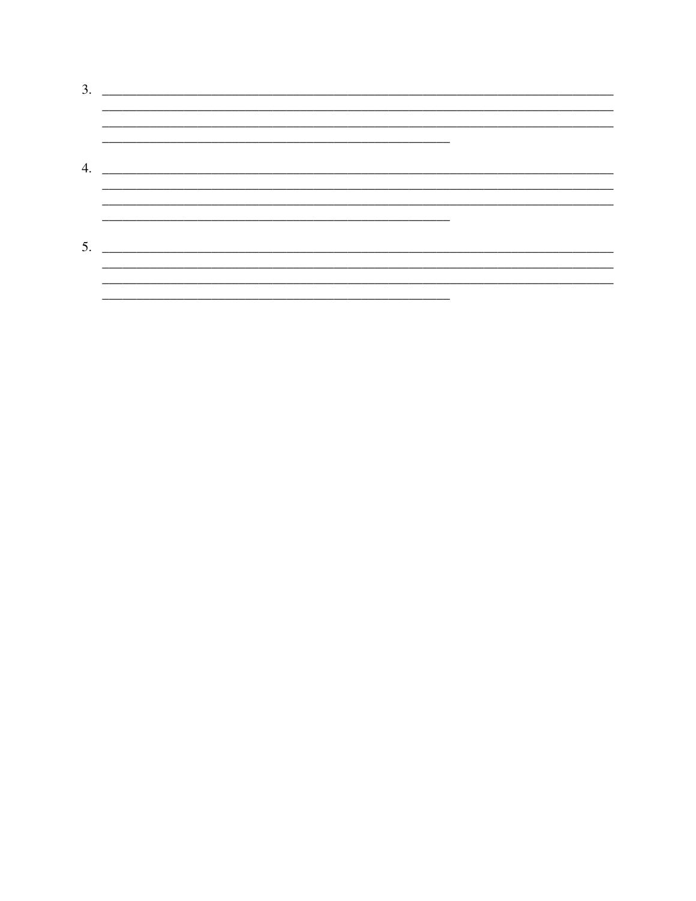3. ________________________________________________________________________________
________________________________________________________________________________
________________________________________________________________________________
______________________________________________________

4. ________________________________________________________________________________
________________________________________________________________________________
________________________________________________________________________________
______________________________________________________

5. ________________________________________________________________________________
________________________________________________________________________________
________________________________________________________________________________
______________________________________________________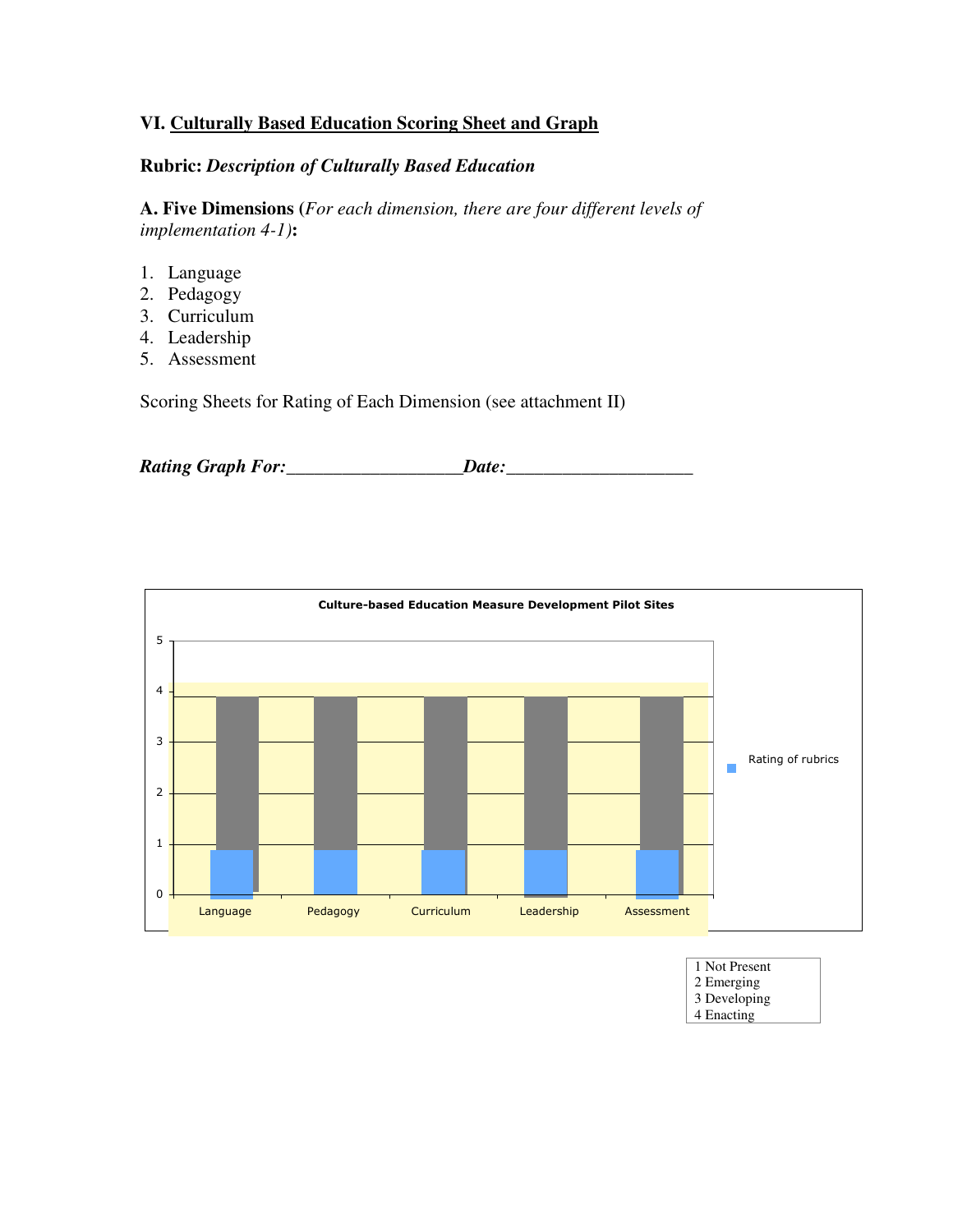### VI. Culturally Based Education Scoring Sheet and Graph

**Rubric:** ***Description of Culturally Based Education***

**A. Five Dimensions** (*For each dimension, there are four different levels of implementation 4-1)*:

1. Language
2. Pedagogy
3. Curriculum
4. Leadership
5. Assessment

Scoring Sheets for Rating of Each Dimension (see attachment II)

***Rating Graph For:___________________Date:____________________***

**Culture-based Education Measure Development Pilot Sites**

5
4
3
2
1
0

Language | Pedagogy | Curriculum | Leadership | Assessment

Rating of rubrics

1 Not Present
2 Emerging
3 Developing
4 Enacting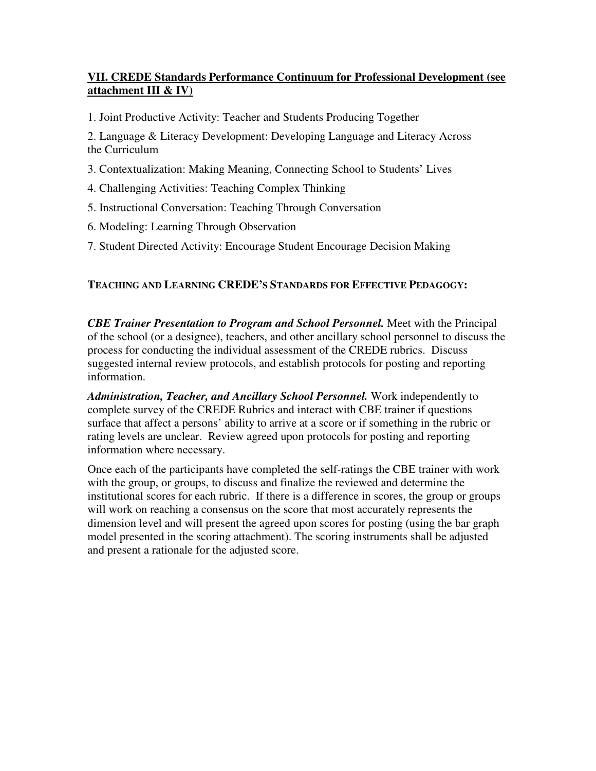## VII. CREDE Standards Performance Continuum for Professional Development (see attachment III & IV)

1. Joint Productive Activity: Teacher and Students Producing Together
2. Language & Literacy Development: Developing Language and Literacy Across the Curriculum
3. Contextualization: Making Meaning, Connecting School to Students' Lives
4. Challenging Activities: Teaching Complex Thinking
5. Instructional Conversation: Teaching Through Conversation
6. Modeling: Learning Through Observation
7. Student Directed Activity: Encourage Student Encourage Decision Making

### TEACHING AND LEARNING CREDE'S STANDARDS FOR EFFECTIVE PEDAGOGY:

***CBE Trainer Presentation to Program and School Personnel.*** Meet with the Principal of the school (or a designee), teachers, and other ancillary school personnel to discuss the process for conducting the individual assessment of the CREDE rubrics. Discuss suggested internal review protocols, and establish protocols for posting and reporting information.

***Administration, Teacher, and Ancillary School Personnel.*** Work independently to complete survey of the CREDE Rubrics and interact with CBE trainer if questions surface that affect a persons' ability to arrive at a score or if something in the rubric or rating levels are unclear. Review agreed upon protocols for posting and reporting information where necessary.

Once each of the participants have completed the self-ratings the CBE trainer with work with the group, or groups, to discuss and finalize the reviewed and determine the institutional scores for each rubric. If there is a difference in scores, the group or groups will work on reaching a consensus on the score that most accurately represents the dimension level and will present the agreed upon scores for posting (using the bar graph model presented in the scoring attachment). The scoring instruments shall be adjusted and present a rationale for the adjusted score.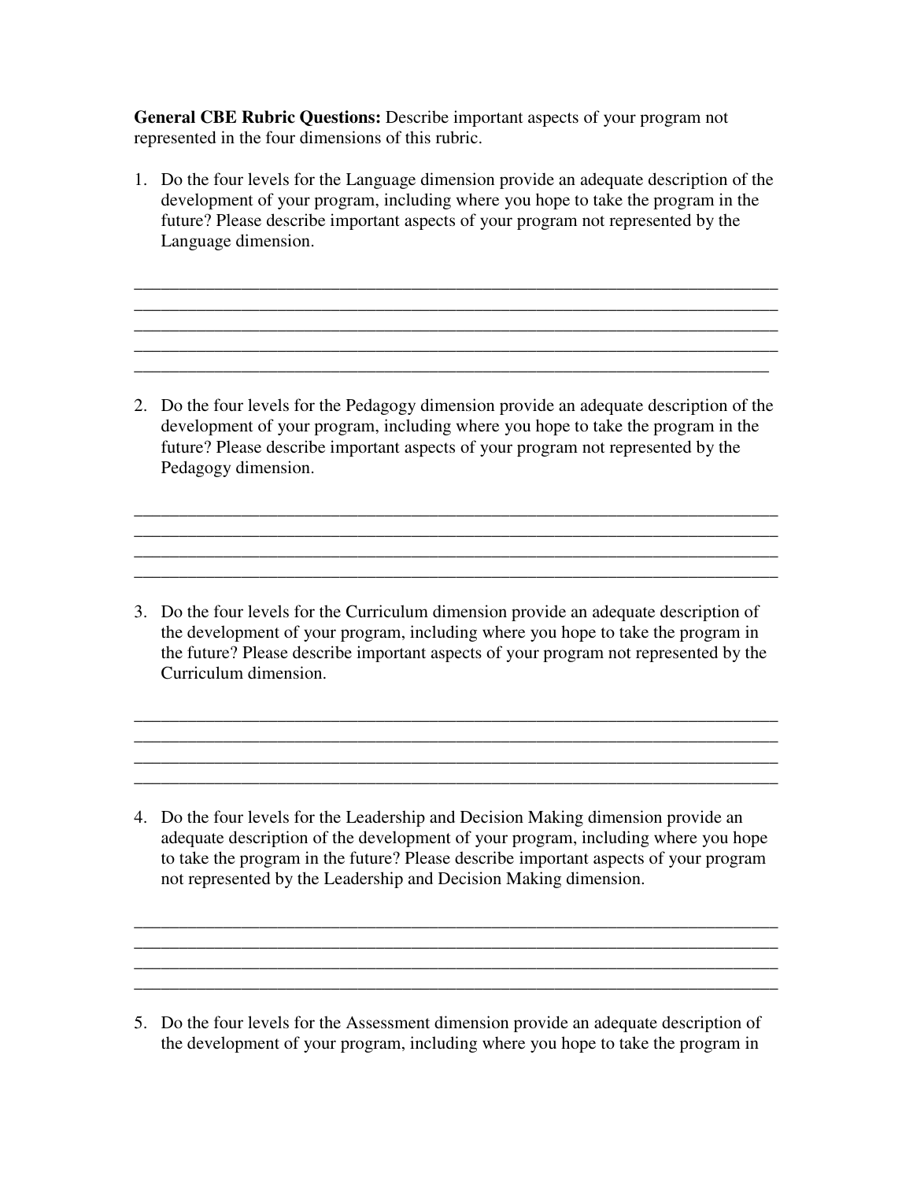**General CBE Rubric Questions:** Describe important aspects of your program not represented in the four dimensions of this rubric.

1. Do the four levels for the Language dimension provide an adequate description of the development of your program, including where you hope to take the program in the future? Please describe important aspects of your program not represented by the Language dimension.

_______________________________________________________________________
_______________________________________________________________________
_______________________________________________________________________
_______________________________________________________________________
______________________________________________________________________

2. Do the four levels for the Pedagogy dimension provide an adequate description of the development of your program, including where you hope to take the program in the future? Please describe important aspects of your program not represented by the Pedagogy dimension.

_______________________________________________________________________
_______________________________________________________________________
_______________________________________________________________________
_______________________________________________________________________

3. Do the four levels for the Curriculum dimension provide an adequate description of the development of your program, including where you hope to take the program in the future? Please describe important aspects of your program not represented by the Curriculum dimension.

_______________________________________________________________________
_______________________________________________________________________
_______________________________________________________________________
_______________________________________________________________________

4. Do the four levels for the Leadership and Decision Making dimension provide an adequate description of the development of your program, including where you hope to take the program in the future? Please describe important aspects of your program not represented by the Leadership and Decision Making dimension.

_______________________________________________________________________
_______________________________________________________________________
_______________________________________________________________________
_______________________________________________________________________

5. Do the four levels for the Assessment dimension provide an adequate description of the development of your program, including where you hope to take the program in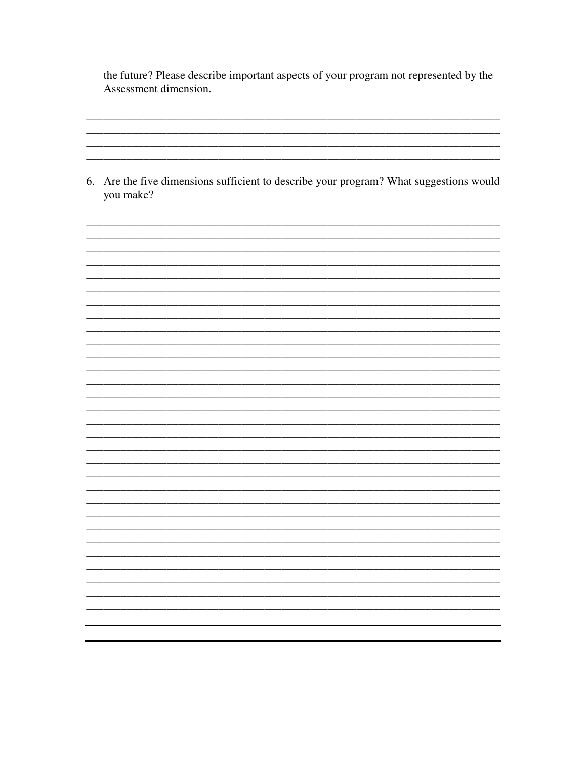the future? Please describe important aspects of your program not represented by the Assessment dimension.

6. Are the five dimensions sufficient to describe your program? What suggestions would you make?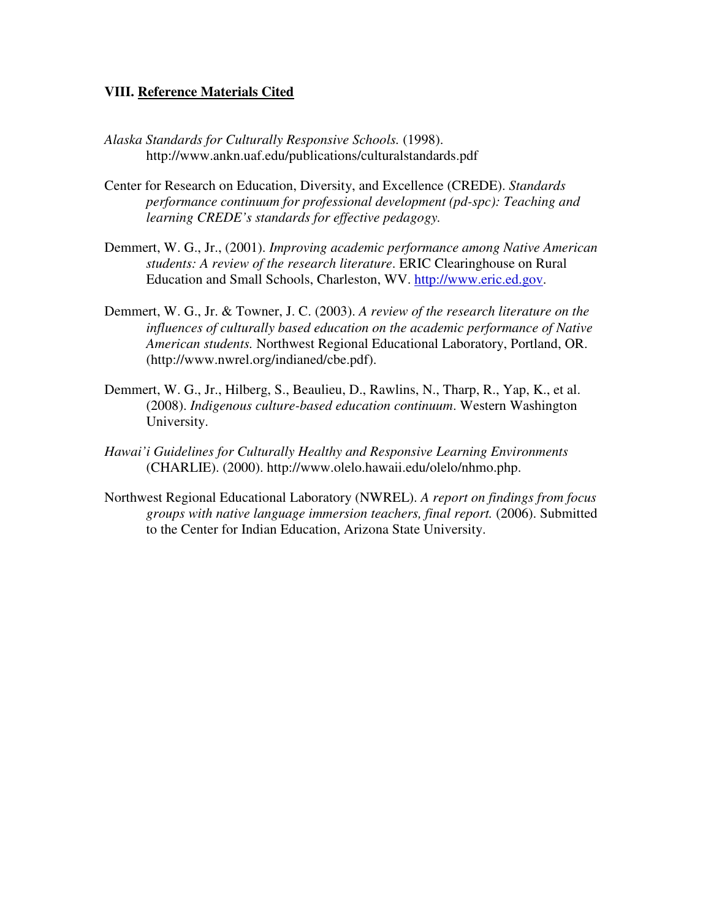## VIII. Reference Materials Cited

*Alaska Standards for Culturally Responsive Schools.* (1998). http://www.ankn.uaf.edu/publications/culturalstandards.pdf

Center for Research on Education, Diversity, and Excellence (CREDE). *Standards performance continuum for professional development (pd-spc): Teaching and learning CREDE's standards for effective pedagogy.*

Demmert, W. G., Jr., (2001). *Improving academic performance among Native American students: A review of the research literature*. ERIC Clearinghouse on Rural Education and Small Schools, Charleston, WV. http://www.eric.ed.gov.

Demmert, W. G., Jr. & Towner, J. C. (2003). *A review of the research literature on the influences of culturally based education on the academic performance of Native American students.* Northwest Regional Educational Laboratory, Portland, OR. (http://www.nwrel.org/indianed/cbe.pdf).

Demmert, W. G., Jr., Hilberg, S., Beaulieu, D., Rawlins, N., Tharp, R., Yap, K., et al. (2008). *Indigenous culture-based education continuum*. Western Washington University.

*Hawai'i Guidelines for Culturally Healthy and Responsive Learning Environments* (CHARLIE). (2000). http://www.olelo.hawaii.edu/olelo/nhmo.php.

Northwest Regional Educational Laboratory (NWREL). *A report on findings from focus groups with native language immersion teachers, final report.* (2006). Submitted to the Center for Indian Education, Arizona State University.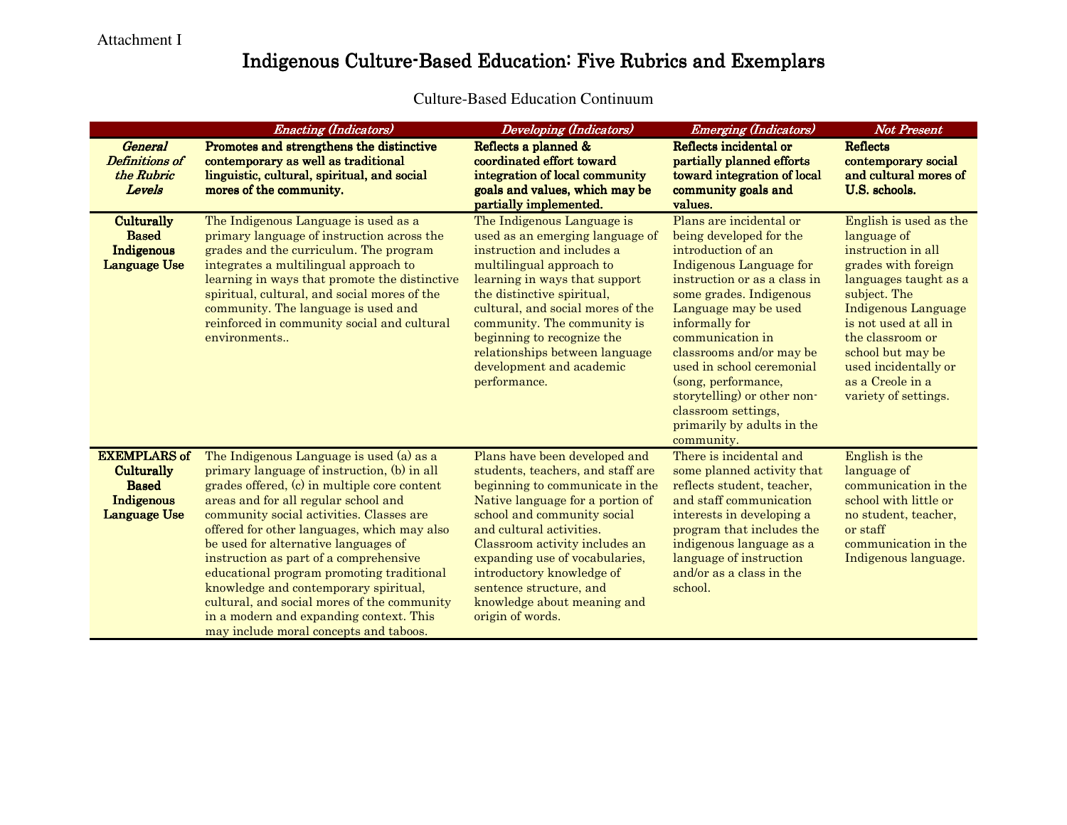Attachment I

# Indigenous Culture-Based Education: Five Rubrics and Exemplars

## Culture-Based Education Continuum

| | *Enacting (Indicators)* | *Developing (Indicators)* | *Emerging (Indicators)* | *Not Present* |
|---|---|---|---|---|
| ***General Definitions of the Rubric Levels*** | **Promotes and strengthens the distinctive contemporary as well as traditional linguistic, cultural, spiritual, and social mores of the community.** | **Reflects a planned & coordinated effort toward integration of local community goals and values, which may be partially implemented.** | **Reflects incidental or partially planned efforts toward integration of local community goals and values.** | **Reflects contemporary social and cultural mores of U.S. schools.** |
| **Culturally Based Indigenous Language Use** | The Indigenous Language is used as a primary language of instruction across the grades and the curriculum. The program integrates a multilingual approach to learning in ways that promote the distinctive spiritual, cultural, and social mores of the community. The language is used and reinforced in community social and cultural environments.. | The Indigenous Language is used as an emerging language of instruction and includes a multilingual approach to learning in ways that support the distinctive spiritual, cultural, and social mores of the community. The community is beginning to recognize the relationships between language development and academic performance. | Plans are incidental or being developed for the introduction of an Indigenous Language for instruction or as a class in some grades. Indigenous Language may be used informally for communication in classrooms and/or may be used in school ceremonial (song, performance, storytelling) or other non-classroom settings, primarily by adults in the community. | English is used as the language of instruction in all grades with foreign languages taught as a subject. The Indigenous Language is not used at all in the classroom or school but may be used incidentally or as a Creole in a variety of settings. |
| **EXEMPLARS of Culturally Based Indigenous Language Use** | The Indigenous Language is used (a) as a primary language of instruction, (b) in all grades offered, (c) in multiple core content areas and for all regular school and community social activities. Classes are offered for other languages, which may also be used for alternative languages of instruction as part of a comprehensive educational program promoting traditional knowledge and contemporary spiritual, cultural, and social mores of the community in a modern and expanding context. This may include moral concepts and taboos. | Plans have been developed and students, teachers, and staff are beginning to communicate in the Native language for a portion of school and community social and cultural activities. Classroom activity includes an expanding use of vocabularies, introductory knowledge of sentence structure, and knowledge about meaning and origin of words. | There is incidental and some planned activity that reflects student, teacher, and staff communication interests in developing a program that includes the indigenous language as a language of instruction and/or as a class in the school. | English is the language of communication in the school with little or no student, teacher, or staff communication in the Indigenous language. |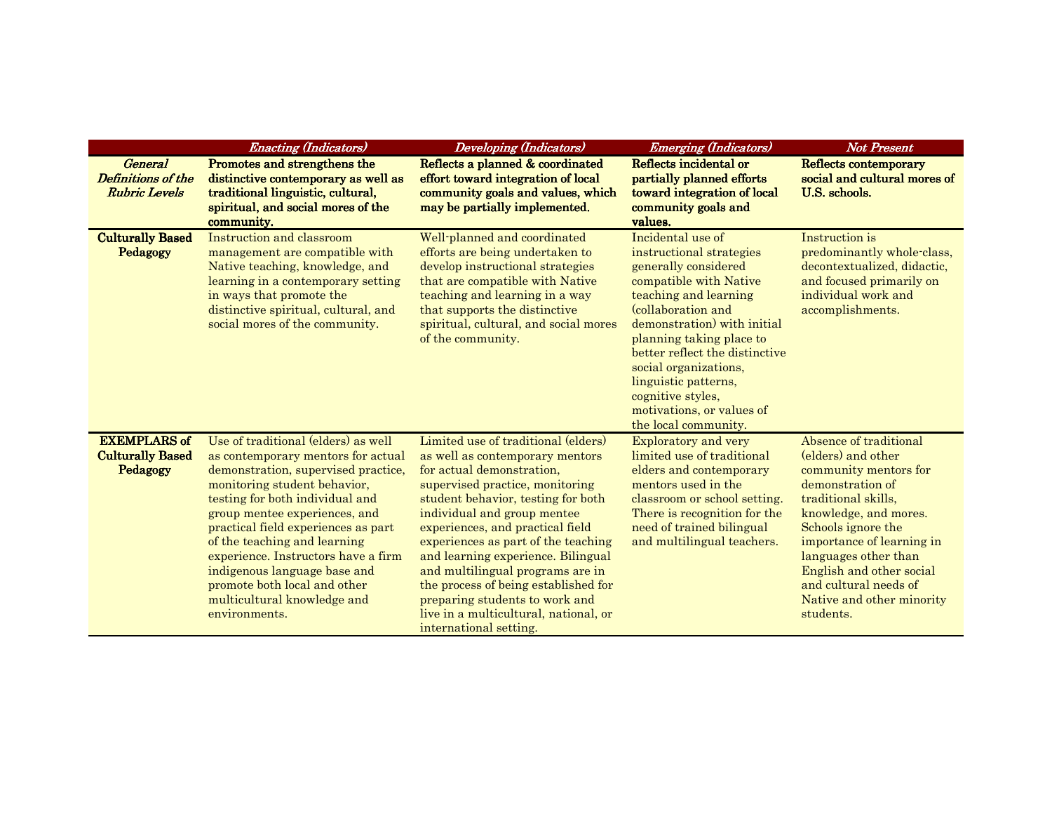| | *Enacting (Indicators)* | *Developing (Indicators)* | *Emerging (Indicators)* | *Not Present* |
|---|---|---|---|---|
| *General Definitions of the Rubric Levels* | **Promotes and strengthens the distinctive contemporary as well as traditional linguistic, cultural, spiritual, and social mores of the community.** | **Reflects a planned & coordinated effort toward integration of local community goals and values, which may be partially implemented.** | **Reflects incidental or partially planned efforts toward integration of local community goals and values.** | **Reflects contemporary social and cultural mores of U.S. schools.** |
| **Culturally Based Pedagogy** | Instruction and classroom management are compatible with Native teaching, knowledge, and learning in a contemporary setting in ways that promote the distinctive spiritual, cultural, and social mores of the community. | Well-planned and coordinated efforts are being undertaken to develop instructional strategies that are compatible with Native teaching and learning in a way that supports the distinctive spiritual, cultural, and social mores of the community. | Incidental use of instructional strategies generally considered compatible with Native teaching and learning (collaboration and demonstration) with initial planning taking place to better reflect the distinctive social organizations, linguistic patterns, cognitive styles, motivations, or values of the local community. | Instruction is predominantly whole-class, decontextualized, didactic, and focused primarily on individual work and accomplishments. |
| **EXEMPLARS of Culturally Based Pedagogy** | Use of traditional (elders) as well as contemporary mentors for actual demonstration, supervised practice, monitoring student behavior, testing for both individual and group mentee experiences, and practical field experiences as part of the teaching and learning experience. Instructors have a firm indigenous language base and promote both local and other multicultural knowledge and environments. | Limited use of traditional (elders) as well as contemporary mentors for actual demonstration, supervised practice, monitoring student behavior, testing for both individual and group mentee experiences, and practical field experiences as part of the teaching and learning experience. Bilingual and multilingual programs are in the process of being established for preparing students to work and live in a multicultural, national, or international setting. | Exploratory and very limited use of traditional elders and contemporary mentors used in the classroom or school setting. There is recognition for the need of trained bilingual and multilingual teachers. | Absence of traditional (elders) and other community mentors for demonstration of traditional skills, knowledge, and mores. Schools ignore the importance of learning in languages other than English and other social and cultural needs of Native and other minority students. |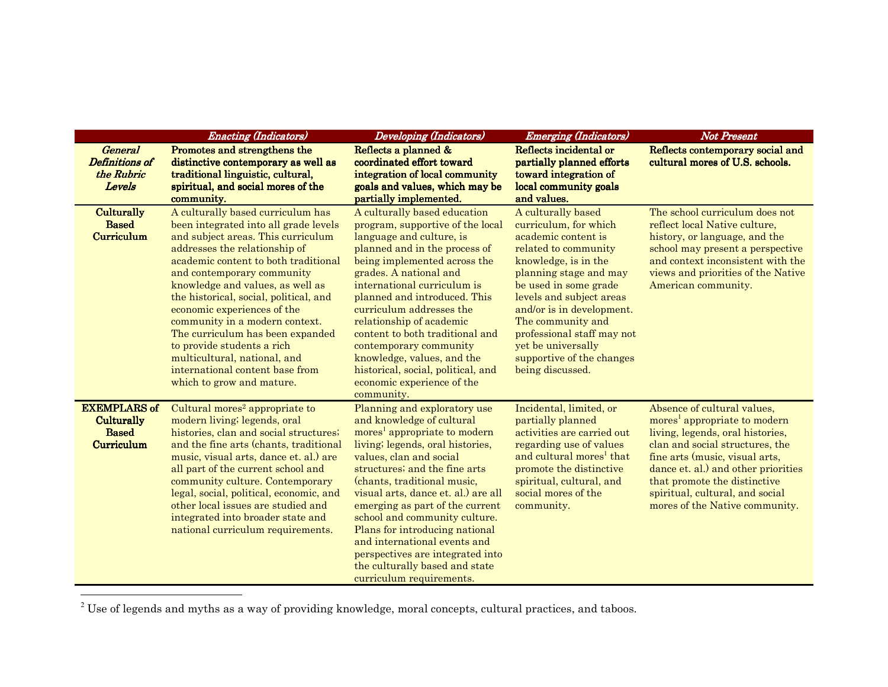| | *Enacting (Indicators)* | *Developing (Indicators)* | *Emerging (Indicators)* | *Not Present* |
|---|---|---|---|---|
| *General Definitions of the Rubric Levels* | **Promotes and strengthens the distinctive contemporary as well as traditional linguistic, cultural, spiritual, and social mores of the community.** | **Reflects a planned & coordinated effort toward integration of local community goals and values, which may be partially implemented.** | **Reflects incidental or partially planned efforts toward integration of local community goals and values.** | **Reflects contemporary social and cultural mores of U.S. schools.** |
| **Culturally Based Curriculum** | A culturally based curriculum has been integrated into all grade levels and subject areas. This curriculum addresses the relationship of academic content to both traditional and contemporary community knowledge and values, as well as the historical, social, political, and economic experiences of the community in a modern context. The curriculum has been expanded to provide students a rich multicultural, national, and international content base from which to grow and mature. | A culturally based education program, supportive of the local language and culture, is planned and in the process of being implemented across the grades. A national and international curriculum is planned and introduced. This curriculum addresses the relationship of academic content to both traditional and contemporary community knowledge, values, and the historical, social, political, and economic experience of the community. | A culturally based curriculum, for which academic content is related to community knowledge, is in the planning stage and may be used in some grade levels and subject areas and/or is in development. The community and professional staff may not yet be universally supportive of the changes being discussed. | The school curriculum does not reflect local Native culture, history, or language, and the school may present a perspective and context inconsistent with the views and priorities of the Native American community. |
| **EXEMPLARS of Culturally Based Curriculum** | Cultural mores[2] appropriate to modern living; legends, oral histories, clan and social structures; and the fine arts (chants, traditional music, visual arts, dance et. al.) are all part of the current school and community culture. Contemporary legal, social, political, economic, and other local issues are studied and integrated into broader state and national curriculum requirements. | Planning and exploratory use and knowledge of cultural mores[1] appropriate to modern living; legends, oral histories, values, clan and social structures; and the fine arts (chants, traditional music, visual arts, dance et. al.) are all emerging as part of the current school and community culture. Plans for introducing national and international events and perspectives are integrated into the culturally based and state curriculum requirements. | Incidental, limited, or partially planned activities are carried out regarding use of values and cultural mores[1] that promote the distinctive spiritual, cultural, and social mores of the community. | Absence of cultural values, mores[1] appropriate to modern living, legends, oral histories, clan and social structures, the fine arts (music, visual arts, dance et. al.) and other priorities that promote the distinctive spiritual, cultural, and social mores of the Native community. |

[2] Use of legends and myths as a way of providing knowledge, moral concepts, cultural practices, and taboos.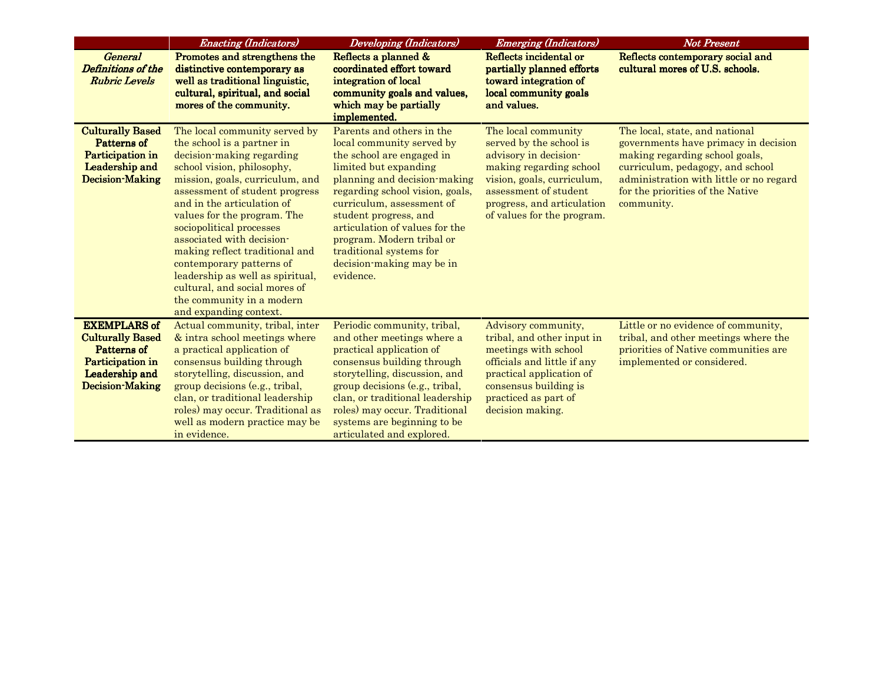| | *Enacting (Indicators)* | *Developing (Indicators)* | *Emerging (Indicators)* | *Not Present* |
|---|---|---|---|---|
| ***General Definitions of the Rubric Levels*** | **Promotes and strengthens the distinctive contemporary as well as traditional linguistic, cultural, spiritual, and social mores of the community.** | **Reflects a planned & coordinated effort toward integration of local community goals and values, which may be partially implemented.** | **Reflects incidental or partially planned efforts toward integration of local community goals and values.** | **Reflects contemporary social and cultural mores of U.S. schools.** |
| **Culturally Based Patterns of Participation in Leadership and Decision-Making** | The local community served by the school is a partner in decision-making regarding school vision, philosophy, mission, goals, curriculum, and assessment of student progress and in the articulation of values for the program. The sociopolitical processes associated with decision-making reflect traditional and contemporary patterns of leadership as well as spiritual, cultural, and social mores of the community in a modern and expanding context. | Parents and others in the local community served by the school are engaged in limited but expanding planning and decision-making regarding school vision, goals, curriculum, assessment of student progress, and articulation of values for the program. Modern tribal or traditional systems for decision-making may be in evidence. | The local community served by the school is advisory in decision-making regarding school vision, goals, curriculum, assessment of student progress, and articulation of values for the program. | The local, state, and national governments have primacy in decision making regarding school goals, curriculum, pedagogy, and school administration with little or no regard for the priorities of the Native community. |
| **EXEMPLARS of Culturally Based Patterns of Participation in Leadership and Decision-Making** | Actual community, tribal, inter & intra school meetings where a practical application of consensus building through storytelling, discussion, and group decisions (e.g., tribal, clan, or traditional leadership roles) may occur. Traditional as well as modern practice may be in evidence. | Periodic community, tribal, and other meetings where a practical application of consensus building through storytelling, discussion, and group decisions (e.g., tribal, clan, or traditional leadership roles) may occur. Traditional systems are beginning to be articulated and explored. | Advisory community, tribal, and other input in meetings with school officials and little if any practical application of consensus building is practiced as part of decision making. | Little or no evidence of community, tribal, and other meetings where the priorities of Native communities are implemented or considered. |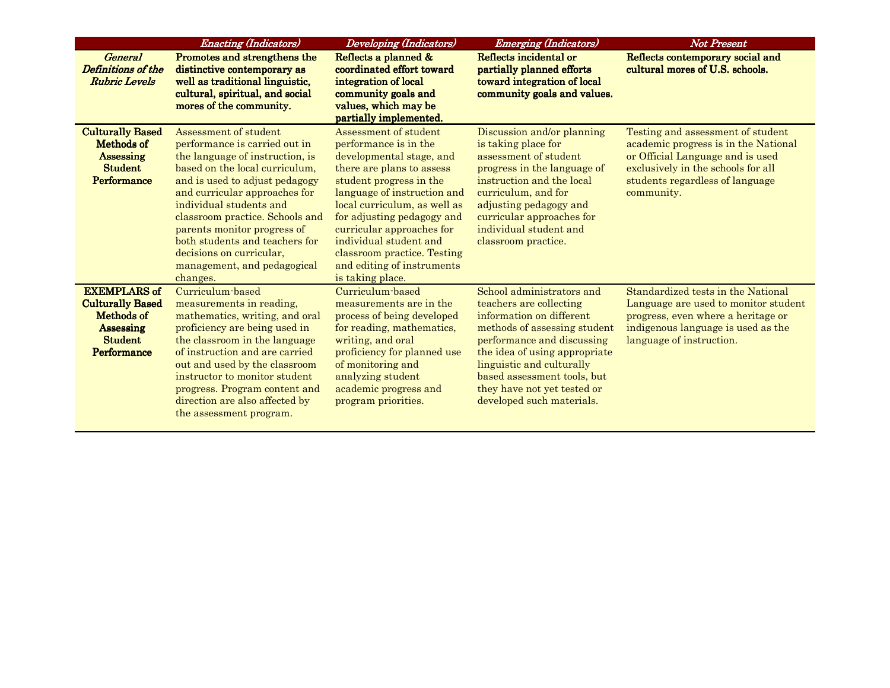| | *Enacting (Indicators)* | *Developing (Indicators)* | *Emerging (Indicators)* | *Not Present* |
|---|---|---|---|---|
| *General Definitions of the Rubric Levels* | **Promotes and strengthens the distinctive contemporary as well as traditional linguistic, cultural, spiritual, and social mores of the community.** | **Reflects a planned & coordinated effort toward integration of local community goals and values, which may be partially implemented.** | **Reflects incidental or partially planned efforts toward integration of local community goals and values.** | **Reflects contemporary social and cultural mores of U.S. schools.** |
| **Culturally Based Methods of Assessing Student Performance** | Assessment of student performance is carried out in the language of instruction, is based on the local curriculum, and is used to adjust pedagogy and curricular approaches for individual students and classroom practice. Schools and parents monitor progress of both students and teachers for decisions on curricular, management, and pedagogical changes. | Assessment of student performance is in the developmental stage, and there are plans to assess student progress in the language of instruction and local curriculum, as well as for adjusting pedagogy and curricular approaches for individual student and classroom practice. Testing and editing of instruments is taking place. | Discussion and/or planning is taking place for assessment of student progress in the language of instruction and the local curriculum, and for adjusting pedagogy and curricular approaches for individual student and classroom practice. | Testing and assessment of student academic progress is in the National or Official Language and is used exclusively in the schools for all students regardless of language community. |
| **EXEMPLARS of Culturally Based Methods of Assessing Student Performance** | Curriculum-based measurements in reading, mathematics, writing, and oral proficiency are being used in the classroom in the language of instruction and are carried out and used by the classroom instructor to monitor student progress. Program content and direction are also affected by the assessment program. | Curriculum-based measurements are in the process of being developed for reading, mathematics, writing, and oral proficiency for planned use of monitoring and analyzing student academic progress and program priorities. | School administrators and teachers are collecting information on different methods of assessing student performance and discussing the idea of using appropriate linguistic and culturally based assessment tools, but they have not yet tested or developed such materials. | Standardized tests in the National Language are used to monitor student progress, even where a heritage or indigenous language is used as the language of instruction. |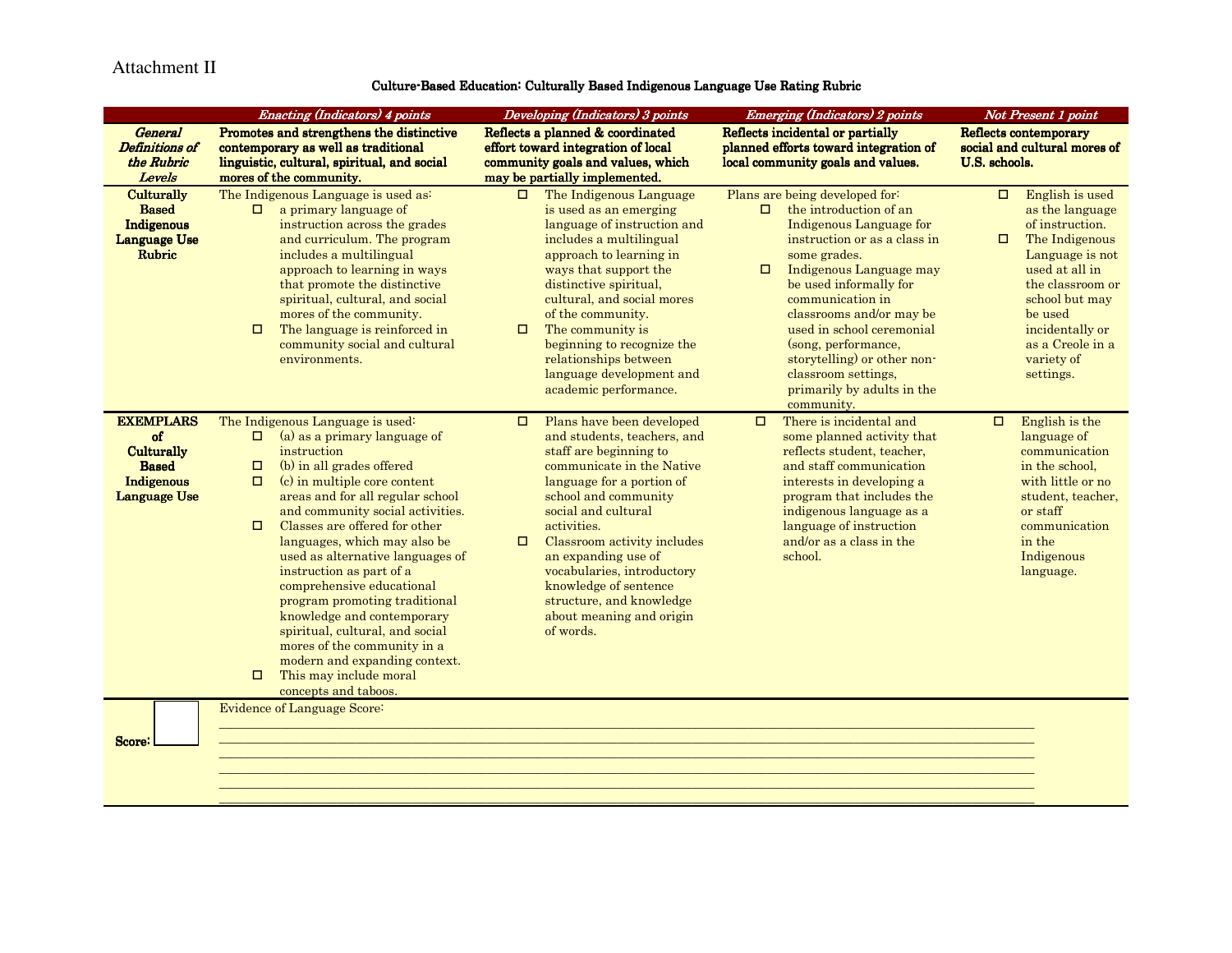Attachment II

## Culture-Based Education: Culturally Based Indigenous Language Use Rating Rubric

| | *Enacting (Indicators) 4 points* | *Developing (Indicators) 3 points* | *Emerging (Indicators) 2 points* | *Not Present 1 point* |
|---|---|---|---|---|
| ***General Definitions of the Rubric Levels*** | **Promotes and strengthens the distinctive contemporary as well as traditional linguistic, cultural, spiritual, and social mores of the community.** | **Reflects a planned & coordinated effort toward integration of local community goals and values, which may be partially implemented.** | **Reflects incidental or partially planned efforts toward integration of local community goals and values.** | **Reflects contemporary social and cultural mores of U.S. schools.** |
| **Culturally Based Indigenous Language Use Rubric** | The Indigenous Language is used as:<br>◻ a primary language of instruction across the grades and curriculum. The program includes a multilingual approach to learning in ways that promote the distinctive spiritual, cultural, and social mores of the community.<br>◻ The language is reinforced in community social and cultural environments. | ◻ The Indigenous Language is used as an emerging language of instruction and includes a multilingual approach to learning in ways that support the distinctive spiritual, cultural, and social mores of the community.<br>◻ The community is beginning to recognize the relationships between language development and academic performance. | Plans are being developed for:<br>◻ the introduction of an Indigenous Language for instruction or as a class in some grades.<br>◻ Indigenous Language may be used informally for communication in classrooms and/or may be used in school ceremonial (song, performance, storytelling) or other non-classroom settings, primarily by adults in the community. | ◻ English is used as the language of instruction.<br>◻ The Indigenous Language is not used at all in the classroom or school but may be used incidentally or as a Creole in a variety of settings. |
| **EXEMPLARS of Culturally Based Indigenous Language Use** | The Indigenous Language is used:<br>◻ (a) as a primary language of instruction<br>◻ (b) in all grades offered<br>◻ (c) in multiple core content areas and for all regular school and community social activities.<br>◻ Classes are offered for other languages, which may also be used as alternative languages of instruction as part of a comprehensive educational program promoting traditional knowledge and contemporary spiritual, cultural, and social mores of the community in a modern and expanding context.<br>◻ This may include moral concepts and taboos. | ◻ Plans have been developed and students, teachers, and staff are beginning to communicate in the Native language for a portion of school and community social and cultural activities.<br>◻ Classroom activity includes an expanding use of vocabularies, introductory knowledge of sentence structure, and knowledge about meaning and origin of words. | ◻ There is incidental and some planned activity that reflects student, teacher, and staff communication interests in developing a program that includes the indigenous language as a language of instruction and/or as a class in the school. | ◻ English is the language of communication in the school, with little or no student, teacher, or staff communication in the Indigenous language. |
| **Score:** ☐ | Evidence of Language Score:<br>\_\_\_\_\_\_\_\_\_\_\_\_\_\_\_\_\_\_\_\_\_\_\_\_\_\_\_\_\_\_\_\_\_\_\_\_\_\_\_\_<br>\_\_\_\_\_\_\_\_\_\_\_\_\_\_\_\_\_\_\_\_\_\_\_\_\_\_\_\_\_\_\_\_\_\_\_\_\_\_\_\_<br>\_\_\_\_\_\_\_\_\_\_\_\_\_\_\_\_\_\_\_\_\_\_\_\_\_\_\_\_\_\_\_\_\_\_\_\_\_\_\_\_<br>\_\_\_\_\_\_\_\_\_\_\_\_\_\_\_\_\_\_\_\_\_\_\_\_\_\_\_\_\_\_\_\_\_\_\_\_\_\_\_\_<br>\_\_\_\_\_\_\_\_\_\_\_\_\_\_\_\_\_\_\_\_\_\_\_\_\_\_\_\_\_\_\_\_\_\_\_\_\_\_\_\_<br>\_\_\_\_\_\_\_\_\_\_\_\_\_\_\_\_\_\_\_\_\_\_\_\_\_\_\_\_\_\_\_\_\_\_\_\_\_\_\_\_ | | | |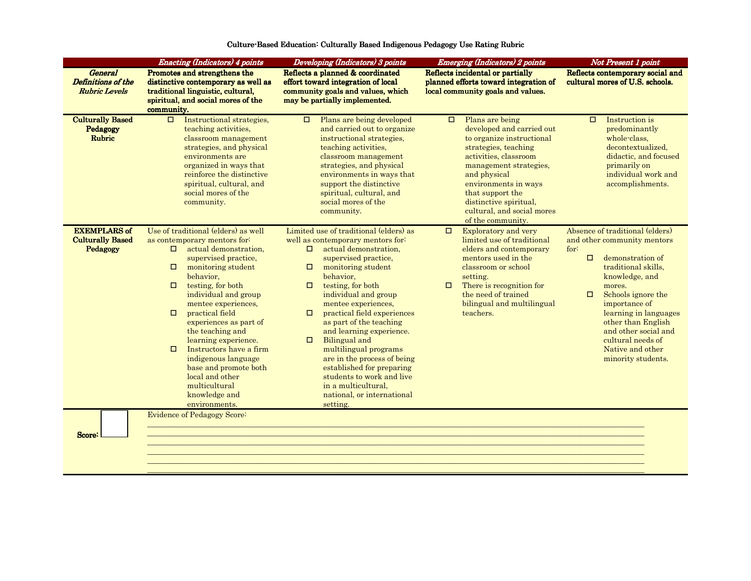## Culture-Based Education: Culturally Based Indigenous Pedagogy Use Rating Rubric

| | *Enacting (Indicators) 4 points* | *Developing (Indicators) 3 points* | *Emerging (Indicators) 2 points* | *Not Present 1 point* |
|---|---|---|---|---|
| ***General Definitions of the Rubric Levels*** | **Promotes and strengthens the distinctive contemporary as well as traditional linguistic, cultural, spiritual, and social mores of the community.** | **Reflects a planned & coordinated effort toward integration of local community goals and values, which may be partially implemented.** | **Reflects incidental or partially planned efforts toward integration of local community goals and values.** | **Reflects contemporary social and cultural mores of U.S. schools.** |
| **Culturally Based Pedagogy Rubric** | ☐ Instructional strategies, teaching activities, classroom management strategies, and physical environments are organized in ways that reinforce the distinctive spiritual, cultural, and social mores of the community. | ☐ Plans are being developed and carried out to organize instructional strategies, teaching activities, classroom management strategies, and physical environments in ways that support the distinctive spiritual, cultural, and social mores of the community. | ☐ Plans are being developed and carried out to organize instructional strategies, teaching activities, classroom management strategies, and physical environments in ways that support the distinctive spiritual, cultural, and social mores of the community. | ☐ Instruction is predominantly whole-class, decontextualized, didactic, and focused primarily on individual work and accomplishments. |
| **EXEMPLARS of Culturally Based Pedagogy** | Use of traditional (elders) as well as contemporary mentors for:<br>☐ actual demonstration, supervised practice,<br>☐ monitoring student behavior,<br>☐ testing, for both individual and group mentee experiences,<br>☐ practical field experiences as part of the teaching and learning experience.<br>☐ Instructors have a firm indigenous language base and promote both local and other multicultural knowledge and environments. | Limited use of traditional (elders) as well as contemporary mentors for:<br>☐ actual demonstration, supervised practice,<br>☐ monitoring student behavior,<br>☐ testing, for both individual and group mentee experiences,<br>☐ practical field experiences as part of the teaching and learning experience.<br>☐ Bilingual and multilingual programs are in the process of being established for preparing students to work and live in a multicultural, national, or international setting. | ☐ Exploratory and very limited use of traditional elders and contemporary mentors used in the classroom or school setting.<br>☐ There is recognition for the need of trained bilingual and multilingual teachers. | Absence of traditional (elders) and other community mentors for:<br>☐ demonstration of traditional skills, knowledge, and mores.<br>☐ Schools ignore the importance of learning in languages other than English and other social and cultural needs of Native and other minority students. |
| **Score:** ☐ | Evidence of Pedagogy Score: ______________________________ | | | |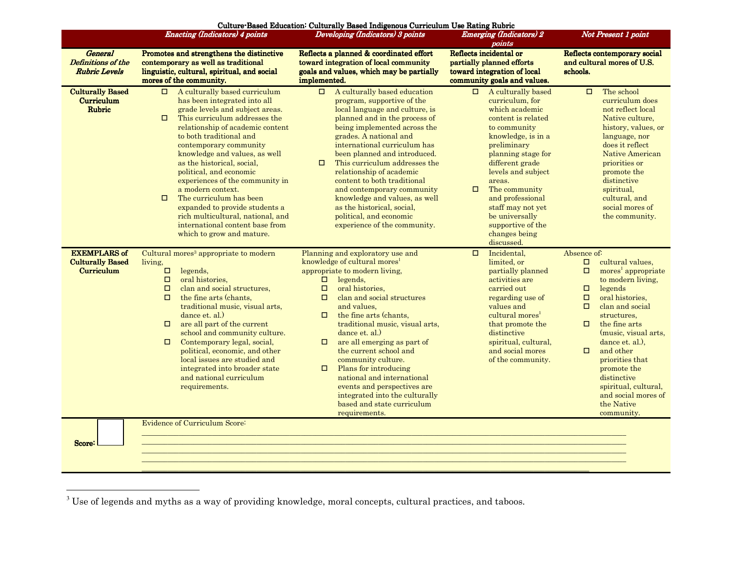# Culture-Based Education: Culturally Based Indigenous Curriculum Use Rating Rubric

| | *Enacting (Indicators) 4 points* | *Developing (Indicators) 3 points* | *Emerging (Indicators) 2 points* | *Not Present 1 point* |
|---|---|---|---|---|
| ***General Definitions of the Rubric Levels*** | **Promotes and strengthens the distinctive contemporary as well as traditional linguistic, cultural, spiritual, and social mores of the community.** | **Reflects a planned & coordinated effort toward integration of local community goals and values, which may be partially implemented.** | **Reflects incidental or partially planned efforts toward integration of local community goals and values.** | **Reflects contemporary social and cultural mores of U.S. schools.** |
| **Culturally Based Curriculum Rubric** | ☐ A culturally based curriculum has been integrated into all grade levels and subject areas.<br>☐ This curriculum addresses the relationship of academic content to both traditional and contemporary community knowledge and values, as well as the historical, social, political, and economic experiences of the community in a modern context.<br>☐ The curriculum has been expanded to provide students a rich multicultural, national, and international content base from which to grow and mature. | ☐ A culturally based education program, supportive of the local language and culture, is planned and in the process of being implemented across the grades. A national and international curriculum has been planned and introduced.<br>☐ This curriculum addresses the relationship of academic content to both traditional and contemporary community knowledge and values, as well as the historical, social, political, and economic experience of the community. | ☐ A culturally based curriculum, for which academic content is related to community knowledge, is in a preliminary planning stage for different grade levels and subject areas.<br>☐ The community and professional staff may not yet be universally supportive of the changes being discussed. | ☐ The school curriculum does not reflect local Native culture, history, values, or language, nor does it reflect Native American priorities or promote the distinctive spiritual, cultural, and social mores of the community. |
| **EXEMPLARS of Culturally Based Curriculum** | Cultural mores[3] appropriate to modern living,<br>☐ legends,<br>☐ oral histories,<br>☐ clan and social structures,<br>☐ the fine arts (chants, traditional music, visual arts, dance et. al.)<br>☐ are all part of the current school and community culture.<br>☐ Contemporary legal, social, political, economic, and other local issues are studied and integrated into broader state and national curriculum requirements. | Planning and exploratory use and knowledge of cultural mores[1] appropriate to modern living,<br>☐ legends,<br>☐ oral histories,<br>☐ clan and social structures and values,<br>☐ the fine arts (chants, traditional music, visual arts, dance et. al.)<br>☐ are all emerging as part of the current school and community culture.<br>☐ Plans for introducing national and international events and perspectives are integrated into the culturally based and state curriculum requirements. | ☐ Incidental, limited, or partially planned activities are carried out regarding use of values and cultural mores[1] that promote the distinctive spiritual, cultural, and social mores of the community. | Absence of:<br>☐ cultural values,<br>☐ mores[1] appropriate to modern living,<br>☐ legends<br>☐ oral histories,<br>☐ clan and social structures,<br>☐ the fine arts (music, visual arts, dance et. al.),<br>☐ and other priorities that promote the distinctive spiritual, cultural, and social mores of the Native community. |
| **Score:** ☐ | Evidence of Curriculum Score: ________________________________________________ | | | |

[3] Use of legends and myths as a way of providing knowledge, moral concepts, cultural practices, and taboos.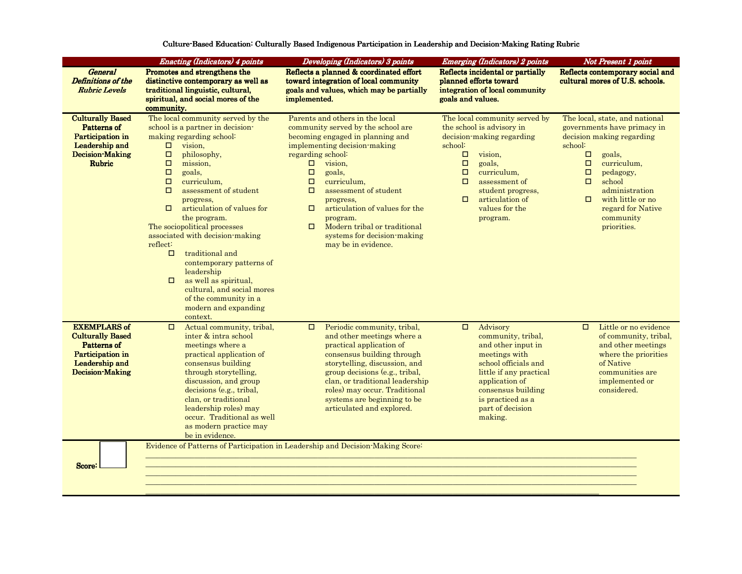# Culture-Based Education: Culturally Based Indigenous Participation in Leadership and Decision-Making Rating Rubric

| | *Enacting (Indicators) 4 points* | *Developing (Indicators) 3 points* | *Emerging (Indicators) 2 points* | *Not Present 1 point* |
|---|---|---|---|---|
| ***General Definitions of the Rubric Levels*** | **Promotes and strengthens the distinctive contemporary as well as traditional linguistic, cultural, spiritual, and social mores of the community.** | **Reflects a planned & coordinated effort toward integration of local community goals and values, which may be partially implemented.** | **Reflects incidental or partially planned efforts toward integration of local community goals and values.** | **Reflects contemporary social and cultural mores of U.S. schools.** |
| **Culturally Based Patterns of Participation in Leadership and Decision-Making Rubric** | The local community served by the school is a partner in decision-making regarding school:<br>☐ vision,<br>☐ philosophy,<br>☐ mission,<br>☐ goals,<br>☐ curriculum,<br>☐ assessment of student progress,<br>☐ articulation of values for the program.<br>The sociopolitical processes associated with decision-making reflect:<br>☐ traditional and contemporary patterns of leadership<br>☐ as well as spiritual, cultural, and social mores of the community in a modern and expanding context. | Parents and others in the local community served by the school are becoming engaged in planning and implementing decision-making regarding school:<br>☐ vision,<br>☐ goals,<br>☐ curriculum,<br>☐ assessment of student progress,<br>☐ articulation of values for the program.<br>☐ Modern tribal or traditional systems for decision-making may be in evidence. | The local community served by the school is advisory in decision-making regarding school:<br>☐ vision,<br>☐ goals,<br>☐ curriculum,<br>☐ assessment of student progress,<br>☐ articulation of values for the program. | The local, state, and national governments have primacy in decision making regarding school:<br>☐ goals,<br>☐ curriculum,<br>☐ pedagogy,<br>☐ school administration<br>☐ with little or no regard for Native community priorities. |
| **EXEMPLARS of Culturally Based Patterns of Participation in Leadership and Decision-Making** | ☐ Actual community, tribal, inter & intra school meetings where a practical application of consensus building through storytelling, discussion, and group decisions (e.g., tribal, clan, or traditional leadership roles) may occur. Traditional as well as modern practice may be in evidence. | ☐ Periodic community, tribal, and other meetings where a practical application of consensus building through storytelling, discussion, and group decisions (e.g., tribal, clan, or traditional leadership roles) may occur. Traditional systems are beginning to be articulated and explored. | ☐ Advisory community, tribal, and other input in meetings with school officials and little if any practical application of consensus building is practiced as a part of decision making. | ☐ Little or no evidence of community, tribal, and other meetings where the priorities of Native communities are implemented or considered. |
| **Score:** ☐ | Evidence of Patterns of Participation in Leadership and Decision-Making Score:<br>\_\_\_\_\_\_\_\_\_\_\_\_\_\_\_\_\_\_\_\_\_\_\_\_\_\_\_\_\_\_\_\_\_\_\_\_\_\_\_\_<br>\_\_\_\_\_\_\_\_\_\_\_\_\_\_\_\_\_\_\_\_\_\_\_\_\_\_\_\_\_\_\_\_\_\_\_\_\_\_\_\_<br>\_\_\_\_\_\_\_\_\_\_\_\_\_\_\_\_\_\_\_\_\_\_\_\_\_\_\_\_\_\_\_\_\_\_\_\_\_\_\_\_<br>\_\_\_\_\_\_\_\_\_\_\_\_\_\_\_\_\_\_\_\_\_\_\_\_\_\_\_\_\_\_\_\_\_\_\_\_\_\_\_\_<br>\_\_\_\_\_\_\_\_\_\_\_\_\_\_\_\_\_\_\_\_\_\_\_\_\_\_\_\_\_\_\_\_\_\_\_\_\_\_\_\_ | | | |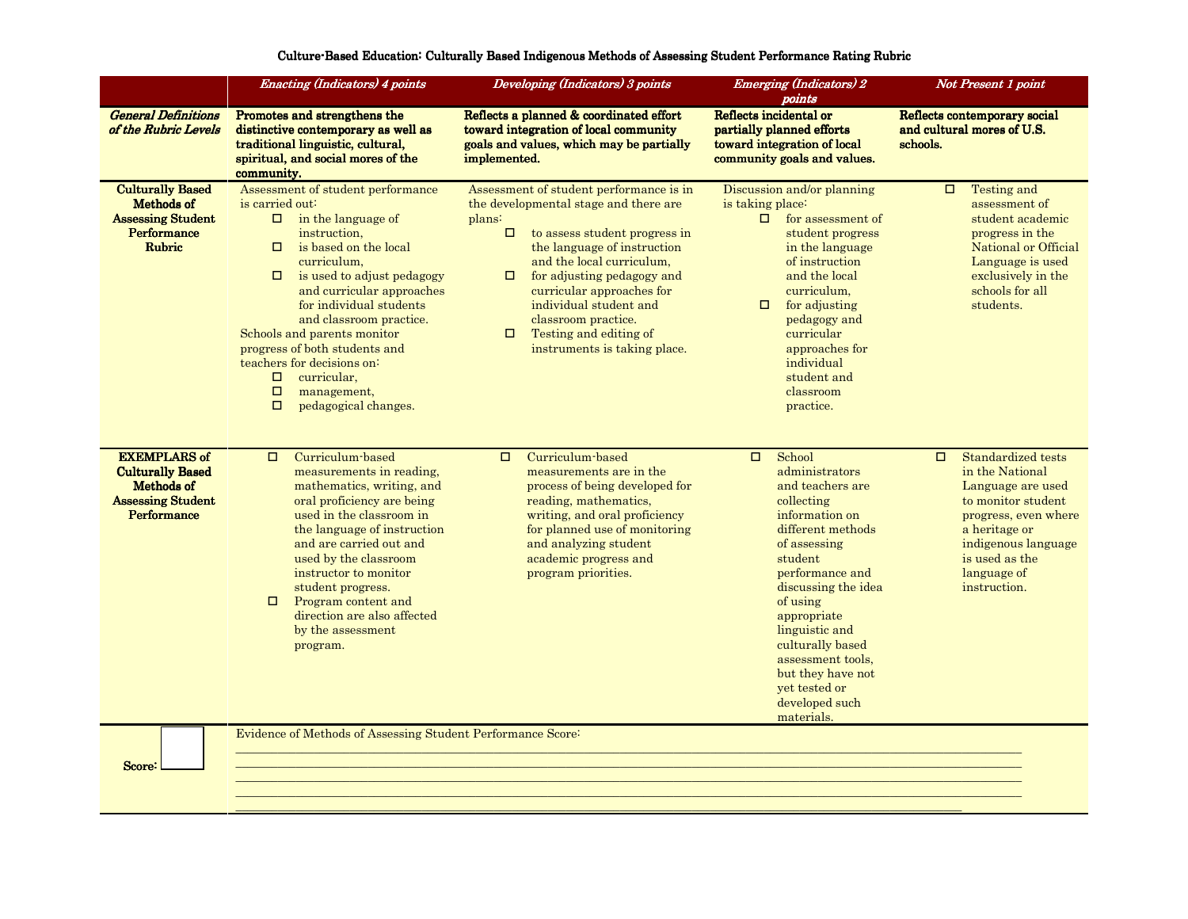# Culture-Based Education: Culturally Based Indigenous Methods of Assessing Student Performance Rating Rubric

| | *Enacting (Indicators) 4 points* | *Developing (Indicators) 3 points* | *Emerging (Indicators) 2 points* | *Not Present 1 point* |
|---|---|---|---|---|
| ***General Definitions of the Rubric Levels*** | **Promotes and strengthens the distinctive contemporary as well as traditional linguistic, cultural, spiritual, and social mores of the community.** | **Reflects a planned & coordinated effort toward integration of local community goals and values, which may be partially implemented.** | **Reflects incidental or partially planned efforts toward integration of local community goals and values.** | **Reflects contemporary social and cultural mores of U.S. schools.** |
| **Culturally Based Methods of Assessing Student Performance Rubric** | Assessment of student performance is carried out: <br>☐ in the language of instruction, <br>☐ is based on the local curriculum, <br>☐ is used to adjust pedagogy and curricular approaches for individual students and classroom practice. <br>Schools and parents monitor progress of both students and teachers for decisions on: <br>☐ curricular, <br>☐ management, <br>☐ pedagogical changes. | Assessment of student performance is in the developmental stage and there are plans: <br>☐ to assess student progress in the language of instruction and the local curriculum, <br>☐ for adjusting pedagogy and curricular approaches for individual student and classroom practice. <br>☐ Testing and editing of instruments is taking place. | Discussion and/or planning is taking place: <br>☐ for assessment of student progress in the language of instruction and the local curriculum, <br>☐ for adjusting pedagogy and curricular approaches for individual student and classroom practice. | ☐ Testing and assessment of student academic progress in the National or Official Language is used exclusively in the schools for all students. |
| **EXEMPLARS of Culturally Based Methods of Assessing Student Performance** | ☐ Curriculum-based measurements in reading, mathematics, writing, and oral proficiency are being used in the classroom in the language of instruction and are carried out and used by the classroom instructor to monitor student progress. <br>☐ Program content and direction are also affected by the assessment program. | ☐ Curriculum-based measurements are in the process of being developed for reading, mathematics, writing, and oral proficiency for planned use of monitoring and analyzing student academic progress and program priorities. | ☐ School administrators and teachers are collecting information on different methods of assessing student performance and discussing the idea of using appropriate linguistic and culturally based assessment tools, but they have not yet tested or developed such materials. | ☐ Standardized tests in the National Language are used to monitor student progress, even where a heritage or indigenous language is used as the language of instruction. |
| **Score:** ☐ | Evidence of Methods of Assessing Student Performance Score: ______________________________ | | | |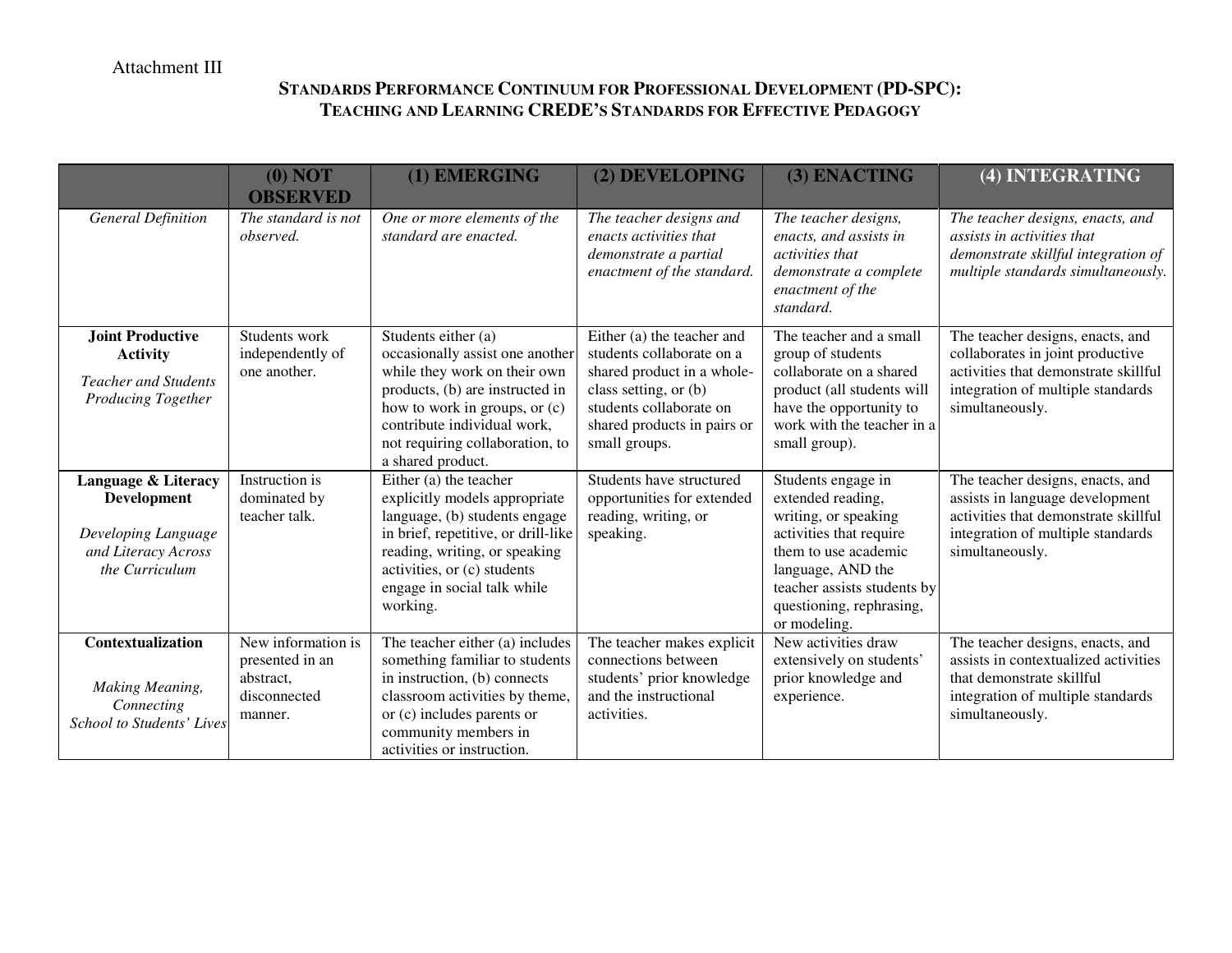Attachment III

# Standards Performance Continuum for Professional Development (PD-SPC): Teaching and Learning CREDE's Standards for Effective Pedagogy

| | (0) NOT OBSERVED | (1) EMERGING | (2) DEVELOPING | (3) ENACTING | (4) INTEGRATING |
|---|---|---|---|---|---|
| *General Definition* | *The standard is not observed.* | *One or more elements of the standard are enacted.* | *The teacher designs and enacts activities that demonstrate a partial enactment of the standard.* | *The teacher designs, enacts, and assists in activities that demonstrate a complete enactment of the standard.* | *The teacher designs, enacts, and assists in activities that demonstrate skillful integration of multiple standards simultaneously.* |
| **Joint Productive Activity** *Teacher and Students Producing Together* | Students work independently of one another. | Students either (a) occasionally assist one another while they work on their own products, (b) are instructed in how to work in groups, or (c) contribute individual work, not requiring collaboration, to a shared product. | Either (a) the teacher and students collaborate on a shared product in a whole-class setting, or (b) students collaborate on shared products in pairs or small groups. | The teacher and a small group of students collaborate on a shared product (all students will have the opportunity to work with the teacher in a small group). | The teacher designs, enacts, and collaborates in joint productive activities that demonstrate skillful integration of multiple standards simultaneously. |
| **Language & Literacy Development** *Developing Language and Literacy Across the Curriculum* | Instruction is dominated by teacher talk. | Either (a) the teacher explicitly models appropriate language, (b) students engage in brief, repetitive, or drill-like reading, writing, or speaking activities, or (c) students engage in social talk while working. | Students have structured opportunities for extended reading, writing, or speaking. | Students engage in extended reading, writing, or speaking activities that require them to use academic language, AND the teacher assists students by questioning, rephrasing, or modeling. | The teacher designs, enacts, and assists in language development activities that demonstrate skillful integration of multiple standards simultaneously. |
| **Contextualization** *Making Meaning, Connecting School to Students' Lives* | New information is presented in an abstract, disconnected manner. | The teacher either (a) includes something familiar to students in instruction, (b) connects classroom activities by theme, or (c) includes parents or community members in activities or instruction. | The teacher makes explicit connections between students' prior knowledge and the instructional activities. | New activities draw extensively on students' prior knowledge and experience. | The teacher designs, enacts, and assists in contextualized activities that demonstrate skillful integration of multiple standards simultaneously. |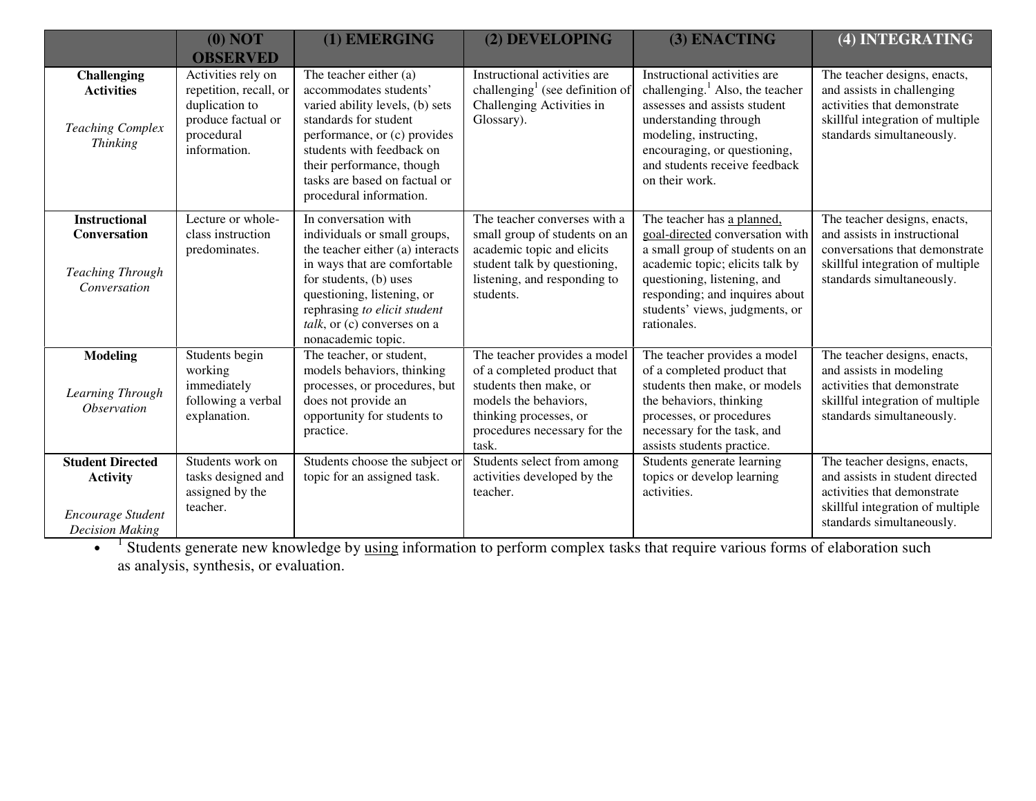| | (0) NOT OBSERVED | (1) EMERGING | (2) DEVELOPING | (3) ENACTING | (4) INTEGRATING |
|---|---|---|---|---|---|
| **Challenging Activities**<br><br>*Teaching Complex Thinking* | Activities rely on repetition, recall, or duplication to produce factual or procedural information. | The teacher either (a) accommodates students' varied ability levels, (b) sets standards for student performance, or (c) provides students with feedback on their performance, though tasks are based on factual or procedural information. | Instructional activities are challenging[1] (see definition of Challenging Activities in Glossary). | Instructional activities are challenging.[1] Also, the teacher assesses and assists student understanding through modeling, instructing, encouraging, or questioning, and students receive feedback on their work. | The teacher designs, enacts, and assists in challenging activities that demonstrate skillful integration of multiple standards simultaneously. |
| **Instructional Conversation**<br><br>*Teaching Through Conversation* | Lecture or whole-class instruction predominates. | In conversation with individuals or small groups, the teacher either (a) interacts in ways that are comfortable for students, (b) uses questioning, listening, or rephrasing *to elicit student talk*, or (c) converses on a nonacademic topic. | The teacher converses with a small group of students on an academic topic and elicits student talk by questioning, listening, and responding to students. | The teacher has a planned, goal-directed conversation with a small group of students on an academic topic; elicits talk by questioning, listening, and responding; and inquires about students' views, judgments, or rationales. | The teacher designs, enacts, and assists in instructional conversations that demonstrate skillful integration of multiple standards simultaneously. |
| **Modeling**<br><br>*Learning Through Observation* | Students begin working immediately following a verbal explanation. | The teacher, or student, models behaviors, thinking processes, or procedures, but does not provide an opportunity for students to practice. | The teacher provides a model of a completed product that students then make, or models the behaviors, thinking processes, or procedures necessary for the task. | The teacher provides a model of a completed product that students then make, or models the behaviors, thinking processes, or procedures necessary for the task, and assists students practice. | The teacher designs, enacts, and assists in modeling activities that demonstrate skillful integration of multiple standards simultaneously. |
| **Student Directed Activity**<br><br>*Encourage Student Decision Making* | Students work on tasks designed and assigned by the teacher. | Students choose the subject or topic for an assigned task. | Students select from among activities developed by the teacher. | Students generate learning topics or develop learning activities. | The teacher designs, enacts, and assists in student directed activities that demonstrate skillful integration of multiple standards simultaneously. |

- [1] Students generate new knowledge by using information to perform complex tasks that require various forms of elaboration such as analysis, synthesis, or evaluation.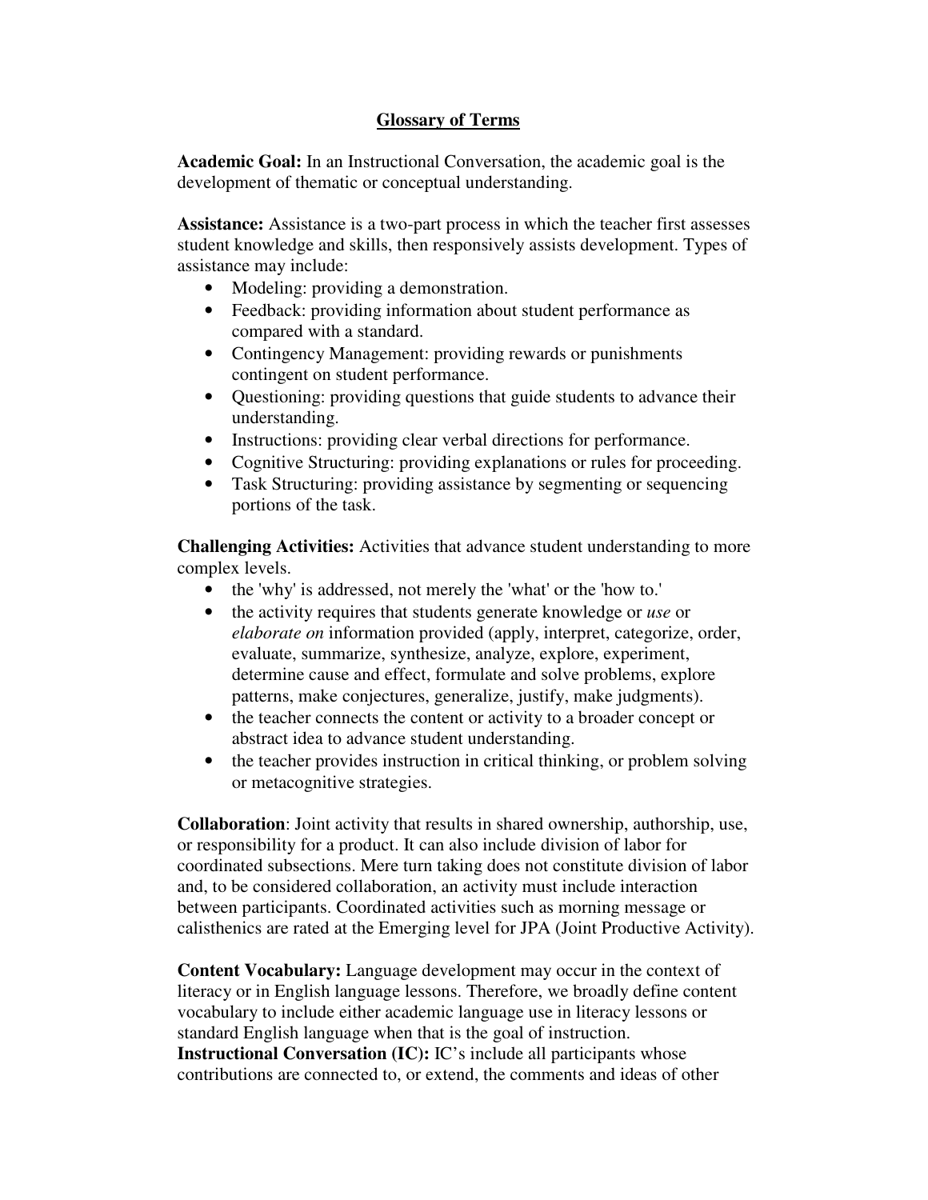## Glossary of Terms

**Academic Goal:** In an Instructional Conversation, the academic goal is the development of thematic or conceptual understanding.

**Assistance:** Assistance is a two-part process in which the teacher first assesses student knowledge and skills, then responsively assists development. Types of assistance may include:

- Modeling: providing a demonstration.
- Feedback: providing information about student performance as compared with a standard.
- Contingency Management: providing rewards or punishments contingent on student performance.
- Questioning: providing questions that guide students to advance their understanding.
- Instructions: providing clear verbal directions for performance.
- Cognitive Structuring: providing explanations or rules for proceeding.
- Task Structuring: providing assistance by segmenting or sequencing portions of the task.

**Challenging Activities:** Activities that advance student understanding to more complex levels.

- the 'why' is addressed, not merely the 'what' or the 'how to.'
- the activity requires that students generate knowledge or *use* or *elaborate on* information provided (apply, interpret, categorize, order, evaluate, summarize, synthesize, analyze, explore, experiment, determine cause and effect, formulate and solve problems, explore patterns, make conjectures, generalize, justify, make judgments).
- the teacher connects the content or activity to a broader concept or abstract idea to advance student understanding.
- the teacher provides instruction in critical thinking, or problem solving or metacognitive strategies.

**Collaboration**: Joint activity that results in shared ownership, authorship, use, or responsibility for a product. It can also include division of labor for coordinated subsections. Mere turn taking does not constitute division of labor and, to be considered collaboration, an activity must include interaction between participants. Coordinated activities such as morning message or calisthenics are rated at the Emerging level for JPA (Joint Productive Activity).

**Content Vocabulary:** Language development may occur in the context of literacy or in English language lessons. Therefore, we broadly define content vocabulary to include either academic language use in literacy lessons or standard English language when that is the goal of instruction.

**Instructional Conversation (IC):** IC's include all participants whose contributions are connected to, or extend, the comments and ideas of other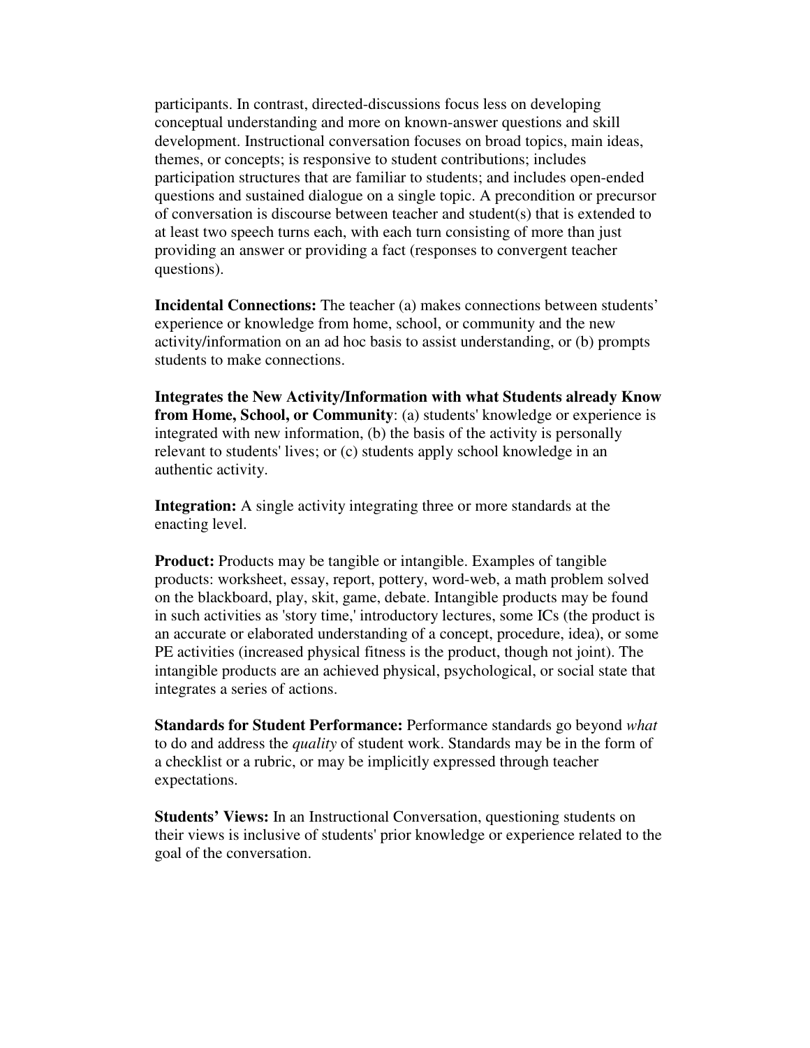participants. In contrast, directed-discussions focus less on developing conceptual understanding and more on known-answer questions and skill development. Instructional conversation focuses on broad topics, main ideas, themes, or concepts; is responsive to student contributions; includes participation structures that are familiar to students; and includes open-ended questions and sustained dialogue on a single topic. A precondition or precursor of conversation is discourse between teacher and student(s) that is extended to at least two speech turns each, with each turn consisting of more than just providing an answer or providing a fact (responses to convergent teacher questions).

**Incidental Connections:** The teacher (a) makes connections between students' experience or knowledge from home, school, or community and the new activity/information on an ad hoc basis to assist understanding, or (b) prompts students to make connections.

**Integrates the New Activity/Information with what Students already Know from Home, School, or Community**: (a) students' knowledge or experience is integrated with new information, (b) the basis of the activity is personally relevant to students' lives; or (c) students apply school knowledge in an authentic activity.

**Integration:** A single activity integrating three or more standards at the enacting level.

**Product:** Products may be tangible or intangible. Examples of tangible products: worksheet, essay, report, pottery, word-web, a math problem solved on the blackboard, play, skit, game, debate. Intangible products may be found in such activities as 'story time,' introductory lectures, some ICs (the product is an accurate or elaborated understanding of a concept, procedure, idea), or some PE activities (increased physical fitness is the product, though not joint). The intangible products are an achieved physical, psychological, or social state that integrates a series of actions.

**Standards for Student Performance:** Performance standards go beyond *what* to do and address the *quality* of student work. Standards may be in the form of a checklist or a rubric, or may be implicitly expressed through teacher expectations.

**Students' Views:** In an Instructional Conversation, questioning students on their views is inclusive of students' prior knowledge or experience related to the goal of the conversation.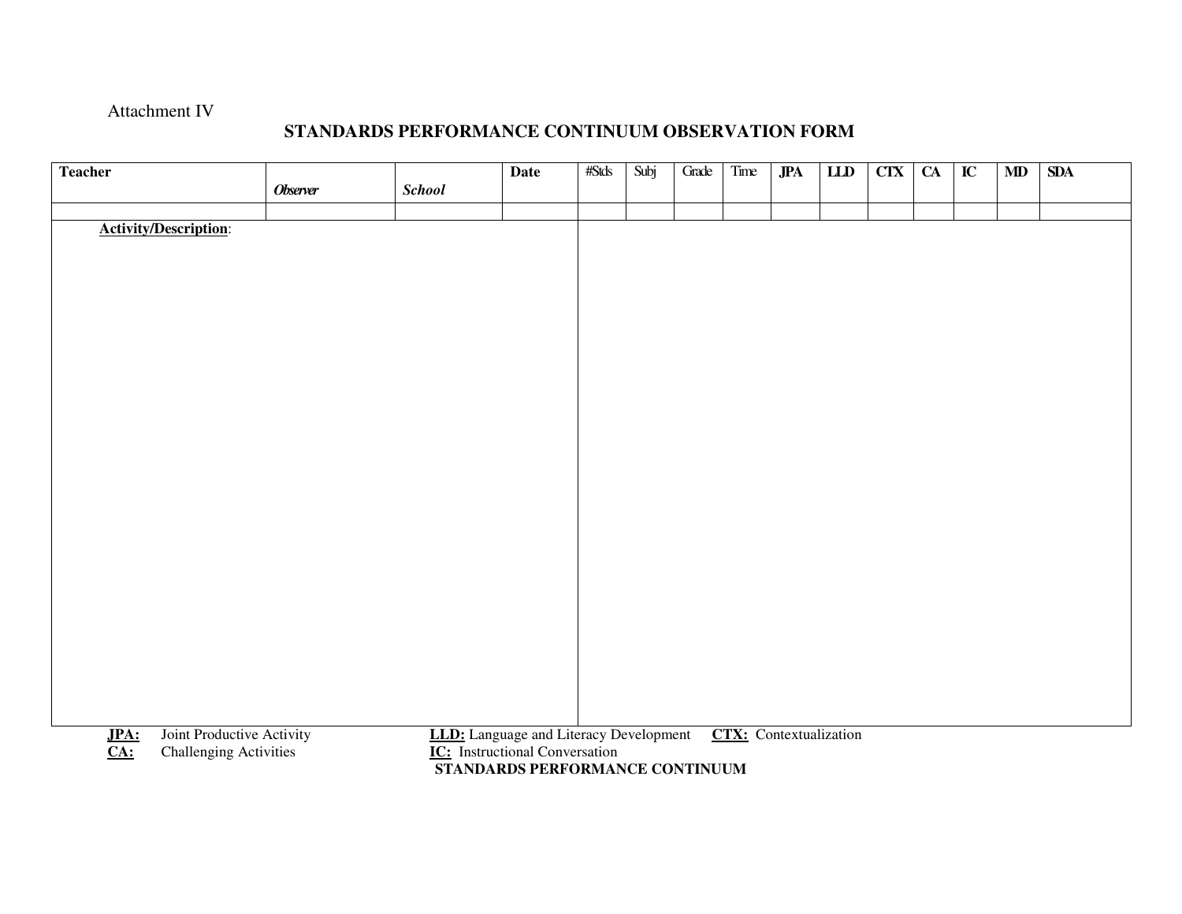Attachment IV

# STANDARDS PERFORMANCE CONTINUUM OBSERVATION FORM

| **Teacher** | ***Observer*** | ***School*** | **Date** | #Stds | Subj | Grade | Time | **JPA** | **LLD** | **CTX** | **CA** | **IC** | **MD** | **SDA** |
|---|---|---|---|---|---|---|---|---|---|---|---|---|---|---|
| | | | | | | | | | | | | | | |

**Activity/Description**:

**JPA:** Joint Productive Activity
**LLD:** Language and Literacy Development
**CTX:** Contextualization
**CA:** Challenging Activities
**IC:** Instructional Conversation

**STANDARDS PERFORMANCE CONTINUUM**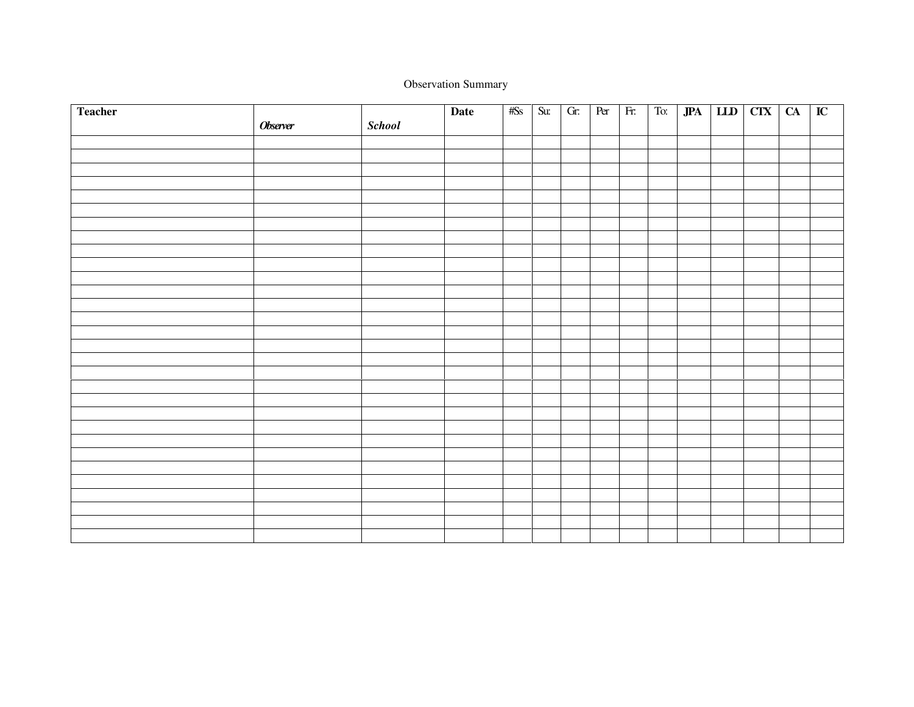Observation Summary

| **Teacher** | ***Observer*** | ***School*** | **Date** | #Ss | Su: | Gr: | Per | Fr: | To: | **JPA** | **LLD** | **CTX** | **CA** | **IC** |
|---|---|---|---|---|---|---|---|---|---|---|---|---|---|---|
| | | | | | | | | | | | | | | |
| | | | | | | | | | | | | | | |
| | | | | | | | | | | | | | | |
| | | | | | | | | | | | | | | |
| | | | | | | | | | | | | | | |
| | | | | | | | | | | | | | | |
| | | | | | | | | | | | | | | |
| | | | | | | | | | | | | | | |
| | | | | | | | | | | | | | | |
| | | | | | | | | | | | | | | |
| | | | | | | | | | | | | | | |
| | | | | | | | | | | | | | | |
| | | | | | | | | | | | | | | |
| | | | | | | | | | | | | | | |
| | | | | | | | | | | | | | | |
| | | | | | | | | | | | | | | |
| | | | | | | | | | | | | | | |
| | | | | | | | | | | | | | | |
| | | | | | | | | | | | | | | |
| | | | | | | | | | | | | | | |
| | | | | | | | | | | | | | | |
| | | | | | | | | | | | | | | |
| | | | | | | | | | | | | | | |
| | | | | | | | | | | | | | | |
| | | | | | | | | | | | | | | |
| | | | | | | | | | | | | | | |
| | | | | | | | | | | | | | | |
| | | | | | | | | | | | | | | |
| | | | | | | | | | | | | | | |
| | | | | | | | | | | | | | | |